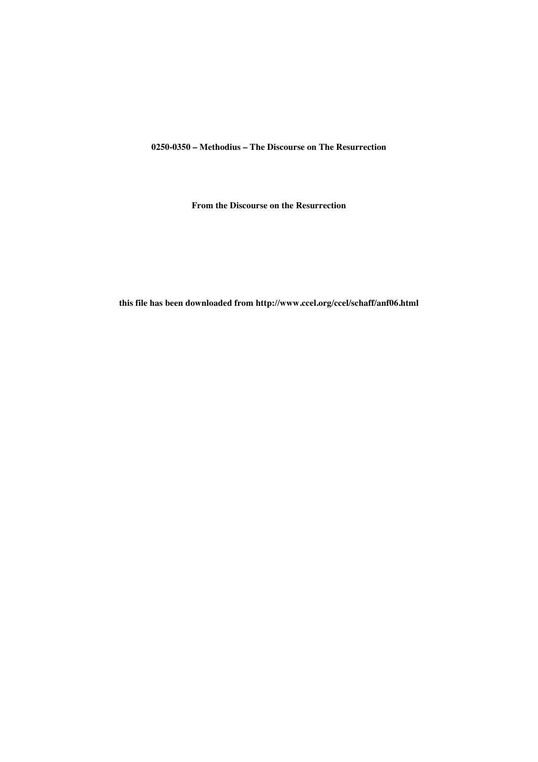**0250-0350 – Methodius – The Discourse on The Resurrection**

**From the Discourse on the Resurrection**

**this file has been downloaded from http://www.ccel.org/ccel/schaff/anf06.html**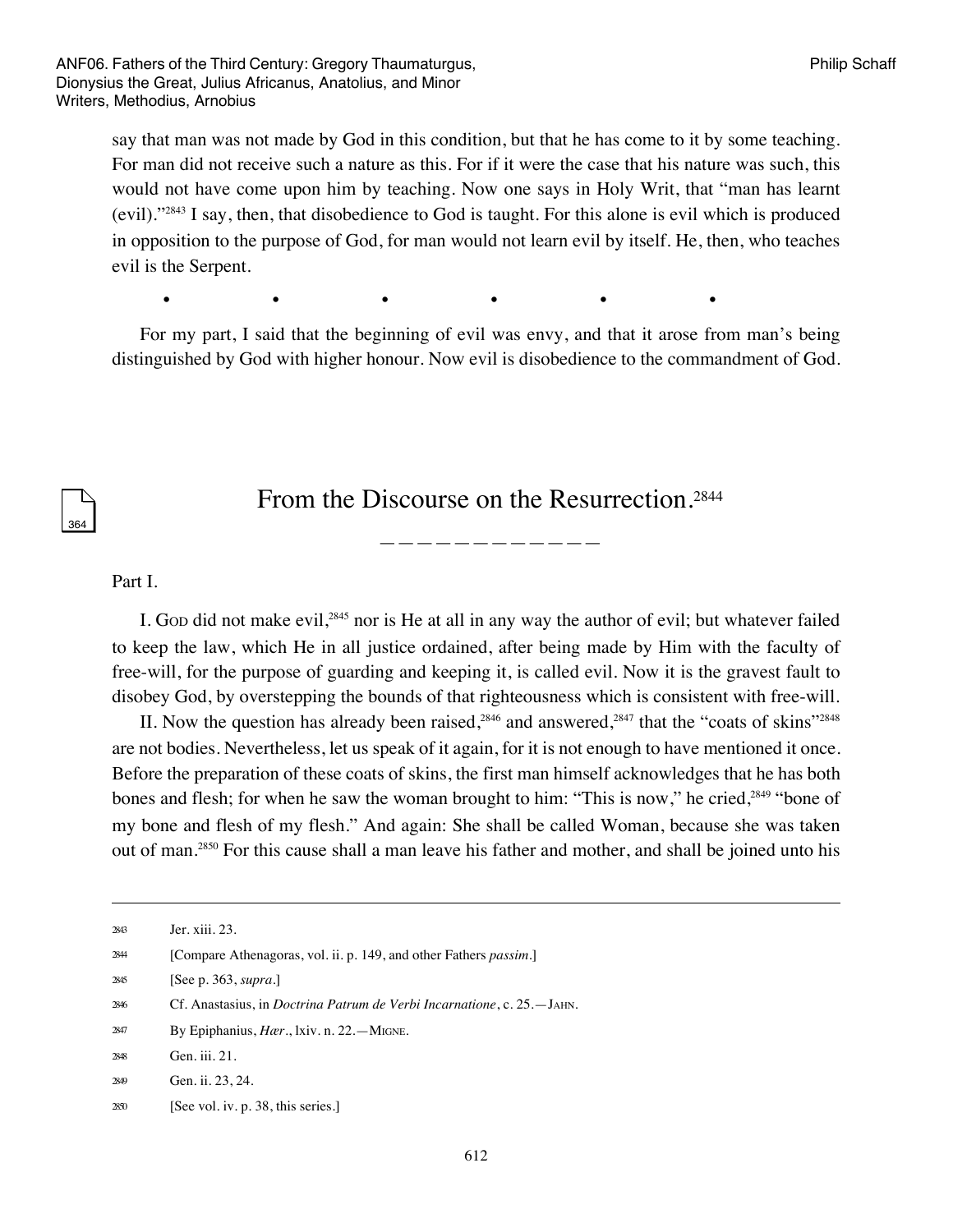say that man was not made by God in this condition, but that he has come to it by some teaching. For man did not receive such a nature as this. For if it were the case that his nature was such, this would not have come upon him by teaching. Now one says in Holy Writ, that "man has learnt (evil)."[2843] I say, then, that disobedience to God is taught. For this alone is evil which is produced in opposition to the purpose of God, for man would not learn evil by itself. He, then, who teaches evil is the Serpent.

• • • • • •

For my part, I said that the beginning of evil was envy, and that it arose from man's being distinguished by God with higher honour. Now evil is disobedience to the commandment of God.

## From the Discourse on the Resurrection.[2844]

Part I.

I. God did not make evil,[2845] nor is He at all in any way the author of evil; but whatever failed to keep the law, which He in all justice ordained, after being made by Him with the faculty of free-will, for the purpose of guarding and keeping it, is called evil. Now it is the gravest fault to disobey God, by overstepping the bounds of that righteousness which is consistent with free-will.

II. Now the question has already been raised,[2846] and answered,[2847] that the "coats of skins"[2848] are not bodies. Nevertheless, let us speak of it again, for it is not enough to have mentioned it once. Before the preparation of these coats of skins, the first man himself acknowledges that he has both bones and flesh; for when he saw the woman brought to him: "This is now," he cried,[2849] "bone of my bone and flesh of my flesh." And again: She shall be called Woman, because she was taken out of man.[2850] For this cause shall a man leave his father and mother, and shall be joined unto his

---

2843 Jer. xiii. 23.

2844 [Compare Athenagoras, vol. ii. p. 149, and other Fathers *passim*.]

2845 [See p. 363, *supra*.]

2846 Cf. Anastasius, in *Doctrina Patrum de Verbi Incarnatione*, c. 25.—Jahn.

2847 By Epiphanius, *Hær*., lxiv. n. 22.—Migne.

2848 Gen. iii. 21.

2849 Gen. ii. 23, 24.

2850 [See vol. iv. p. 38, this series.]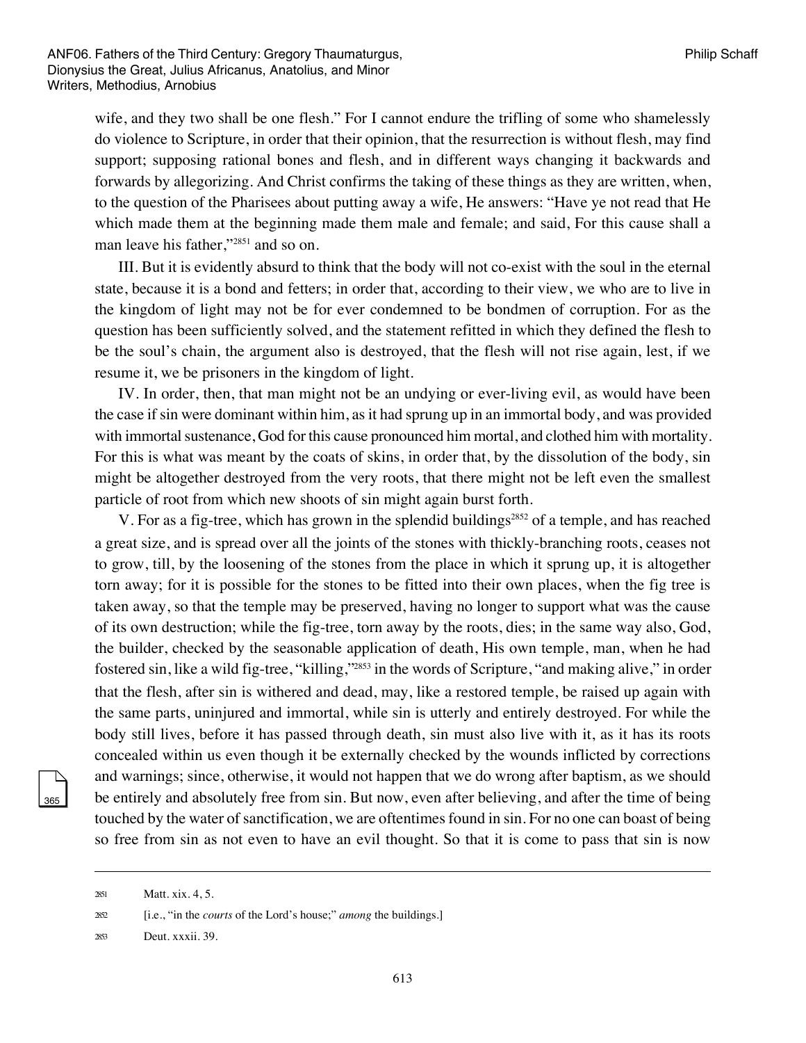wife, and they two shall be one flesh." For I cannot endure the trifling of some who shamelessly do violence to Scripture, in order that their opinion, that the resurrection is without flesh, may find support; supposing rational bones and flesh, and in different ways changing it backwards and forwards by allegorizing. And Christ confirms the taking of these things as they are written, when, to the question of the Pharisees about putting away a wife, He answers: "Have ye not read that He which made them at the beginning made them male and female; and said, For this cause shall a man leave his father,"[2851] and so on.

III. But it is evidently absurd to think that the body will not co-exist with the soul in the eternal state, because it is a bond and fetters; in order that, according to their view, we who are to live in the kingdom of light may not be for ever condemned to be bondmen of corruption. For as the question has been sufficiently solved, and the statement refitted in which they defined the flesh to be the soul's chain, the argument also is destroyed, that the flesh will not rise again, lest, if we resume it, we be prisoners in the kingdom of light.

IV. In order, then, that man might not be an undying or ever-living evil, as would have been the case if sin were dominant within him, as it had sprung up in an immortal body, and was provided with immortal sustenance, God for this cause pronounced him mortal, and clothed him with mortality. For this is what was meant by the coats of skins, in order that, by the dissolution of the body, sin might be altogether destroyed from the very roots, that there might not be left even the smallest particle of root from which new shoots of sin might again burst forth.

V. For as a fig-tree, which has grown in the splendid buildings[2852] of a temple, and has reached a great size, and is spread over all the joints of the stones with thickly-branching roots, ceases not to grow, till, by the loosening of the stones from the place in which it sprung up, it is altogether torn away; for it is possible for the stones to be fitted into their own places, when the fig tree is taken away, so that the temple may be preserved, having no longer to support what was the cause of its own destruction; while the fig-tree, torn away by the roots, dies; in the same way also, God, the builder, checked by the seasonable application of death, His own temple, man, when he had fostered sin, like a wild fig-tree, "killing,"[2853] in the words of Scripture, "and making alive," in order that the flesh, after sin is withered and dead, may, like a restored temple, be raised up again with the same parts, uninjured and immortal, while sin is utterly and entirely destroyed. For while the body still lives, before it has passed through death, sin must also live with it, as it has its roots concealed within us even though it be externally checked by the wounds inflicted by corrections and warnings; since, otherwise, it would not happen that we do wrong after baptism, as we should be entirely and absolutely free from sin. But now, even after believing, and after the time of being touched by the water of sanctification, we are oftentimes found in sin. For no one can boast of being so free from sin as not even to have an evil thought. So that it is come to pass that sin is now

---

2851 Matt. xix. 4, 5.

2852 [i.e., "in the *courts* of the Lord's house;" *among* the buildings.]

2853 Deut. xxxii. 39.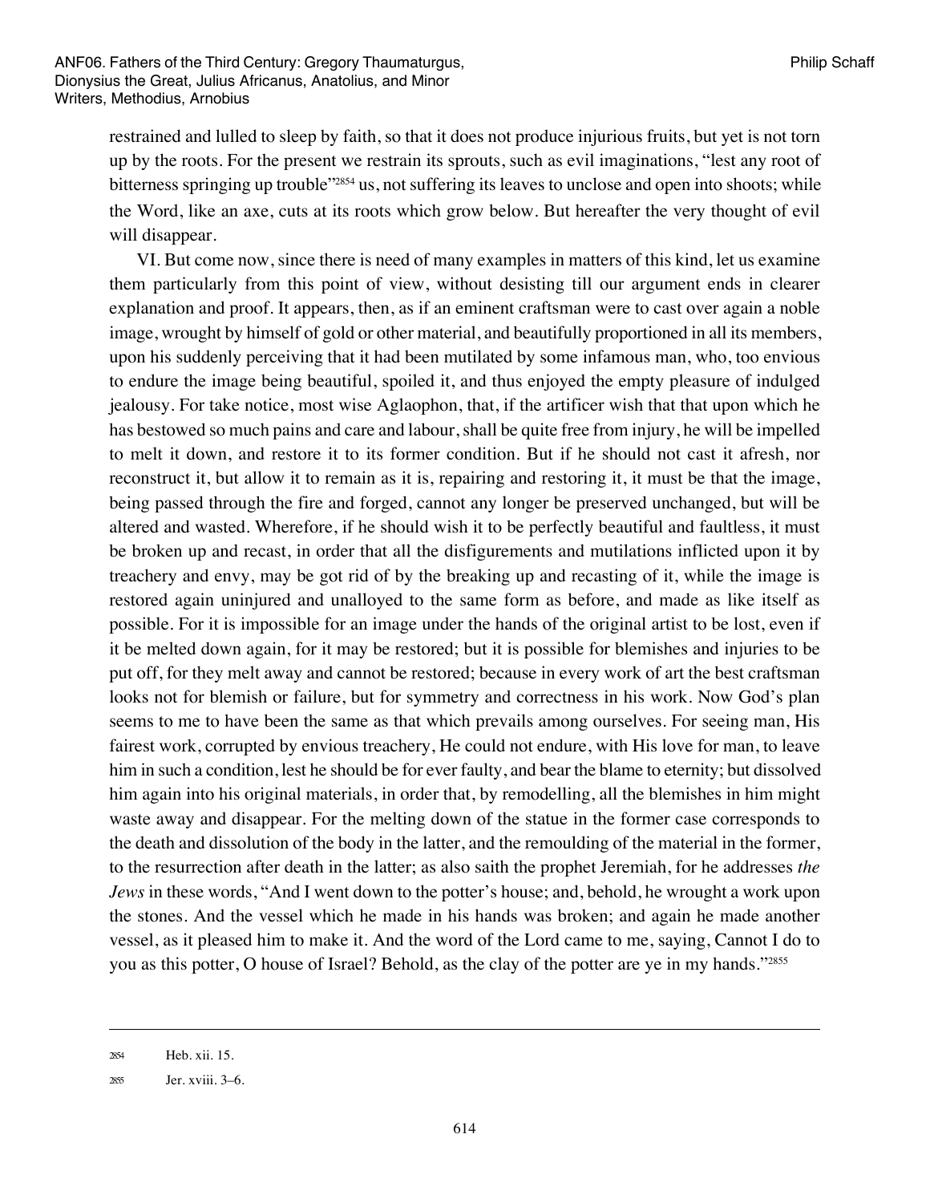restrained and lulled to sleep by faith, so that it does not produce injurious fruits, but yet is not torn up by the roots. For the present we restrain its sprouts, such as evil imaginations, "lest any root of bitterness springing up trouble"[2854] us, not suffering its leaves to unclose and open into shoots; while the Word, like an axe, cuts at its roots which grow below. But hereafter the very thought of evil will disappear.

VI. But come now, since there is need of many examples in matters of this kind, let us examine them particularly from this point of view, without desisting till our argument ends in clearer explanation and proof. It appears, then, as if an eminent craftsman were to cast over again a noble image, wrought by himself of gold or other material, and beautifully proportioned in all its members, upon his suddenly perceiving that it had been mutilated by some infamous man, who, too envious to endure the image being beautiful, spoiled it, and thus enjoyed the empty pleasure of indulged jealousy. For take notice, most wise Aglaophon, that, if the artificer wish that that upon which he has bestowed so much pains and care and labour, shall be quite free from injury, he will be impelled to melt it down, and restore it to its former condition. But if he should not cast it afresh, nor reconstruct it, but allow it to remain as it is, repairing and restoring it, it must be that the image, being passed through the fire and forged, cannot any longer be preserved unchanged, but will be altered and wasted. Wherefore, if he should wish it to be perfectly beautiful and faultless, it must be broken up and recast, in order that all the disfigurements and mutilations inflicted upon it by treachery and envy, may be got rid of by the breaking up and recasting of it, while the image is restored again uninjured and unalloyed to the same form as before, and made as like itself as possible. For it is impossible for an image under the hands of the original artist to be lost, even if it be melted down again, for it may be restored; but it is possible for blemishes and injuries to be put off, for they melt away and cannot be restored; because in every work of art the best craftsman looks not for blemish or failure, but for symmetry and correctness in his work. Now God's plan seems to me to have been the same as that which prevails among ourselves. For seeing man, His fairest work, corrupted by envious treachery, He could not endure, with His love for man, to leave him in such a condition, lest he should be for ever faulty, and bear the blame to eternity; but dissolved him again into his original materials, in order that, by remodelling, all the blemishes in him might waste away and disappear. For the melting down of the statue in the former case corresponds to the death and dissolution of the body in the latter, and the remoulding of the material in the former, to the resurrection after death in the latter; as also saith the prophet Jeremiah, for he addresses *the Jews* in these words, "And I went down to the potter's house; and, behold, he wrought a work upon the stones. And the vessel which he made in his hands was broken; and again he made another vessel, as it pleased him to make it. And the word of the Lord came to me, saying, Cannot I do to you as this potter, O house of Israel? Behold, as the clay of the potter are ye in my hands."[2855]

---

[2854] Heb. xii. 15.

[2855] Jer. xviii. 3–6.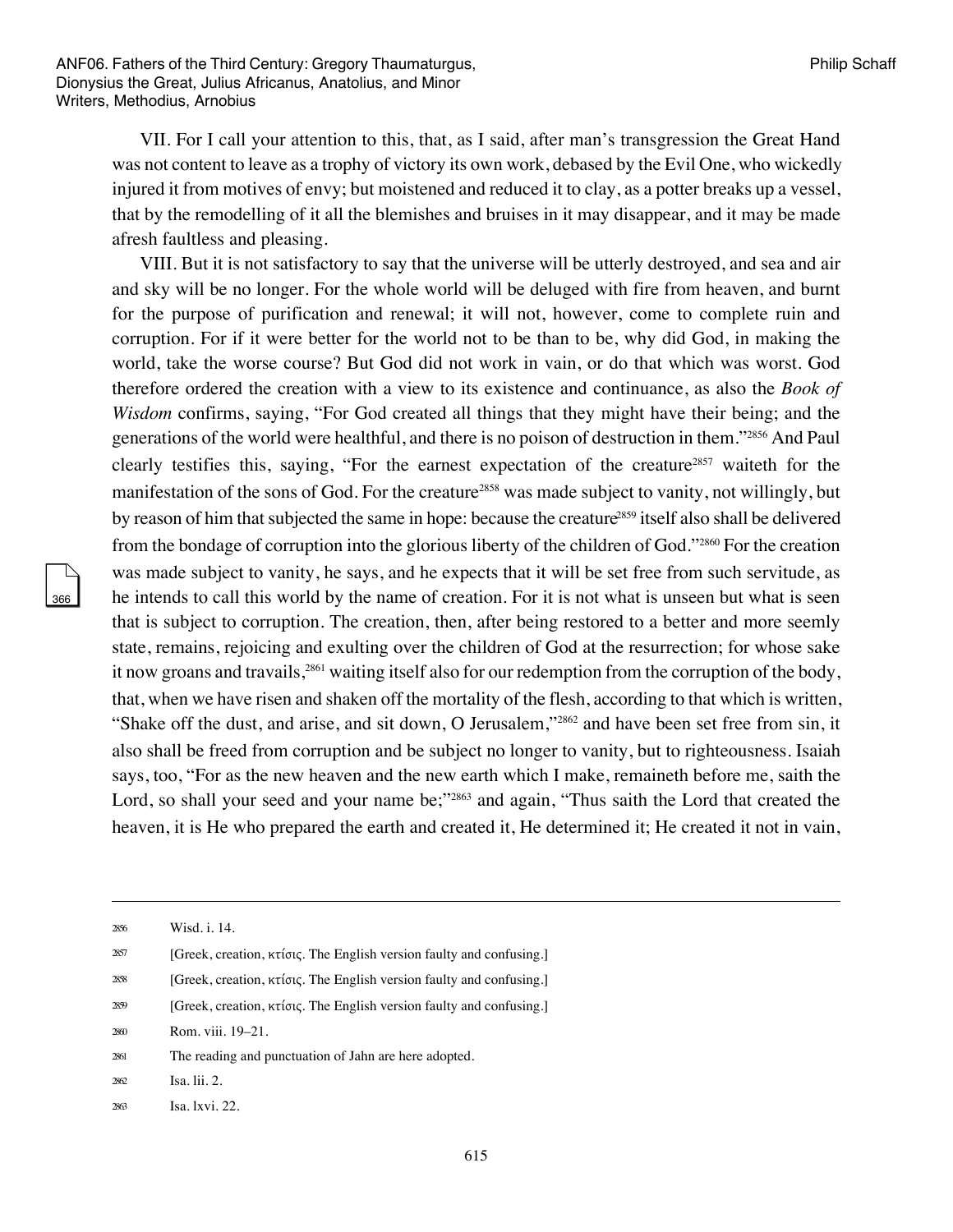VII. For I call your attention to this, that, as I said, after man's transgression the Great Hand was not content to leave as a trophy of victory its own work, debased by the Evil One, who wickedly injured it from motives of envy; but moistened and reduced it to clay, as a potter breaks up a vessel, that by the remodelling of it all the blemishes and bruises in it may disappear, and it may be made afresh faultless and pleasing.

VIII. But it is not satisfactory to say that the universe will be utterly destroyed, and sea and air and sky will be no longer. For the whole world will be deluged with fire from heaven, and burnt for the purpose of purification and renewal; it will not, however, come to complete ruin and corruption. For if it were better for the world not to be than to be, why did God, in making the world, take the worse course? But God did not work in vain, or do that which was worst. God therefore ordered the creation with a view to its existence and continuance, as also the *Book of Wisdom* confirms, saying, "For God created all things that they might have their being; and the generations of the world were healthful, and there is no poison of destruction in them."[2856] And Paul clearly testifies this, saying, "For the earnest expectation of the creature[2857] waiteth for the manifestation of the sons of God. For the creature[2858] was made subject to vanity, not willingly, but by reason of him that subjected the same in hope: because the creature[2859] itself also shall be delivered from the bondage of corruption into the glorious liberty of the children of God."[2860] For the creation was made subject to vanity, he says, and he expects that it will be set free from such servitude, as he intends to call this world by the name of creation. For it is not what is unseen but what is seen that is subject to corruption. The creation, then, after being restored to a better and more seemly state, remains, rejoicing and exulting over the children of God at the resurrection; for whose sake it now groans and travails,[2861] waiting itself also for our redemption from the corruption of the body, that, when we have risen and shaken off the mortality of the flesh, according to that which is written, "Shake off the dust, and arise, and sit down, O Jerusalem,"[2862] and have been set free from sin, it also shall be freed from corruption and be subject no longer to vanity, but to righteousness. Isaiah says, too, "For as the new heaven and the new earth which I make, remaineth before me, saith the Lord, so shall your seed and your name be;"[2863] and again, "Thus saith the Lord that created the heaven, it is He who prepared the earth and created it, He determined it; He created it not in vain,

---

2856 Wisd. i. 14.

2857 [Greek, creation, κτίσις. The English version faulty and confusing.]

2858 [Greek, creation, κτίσις. The English version faulty and confusing.]

2859 [Greek, creation, κτίσις. The English version faulty and confusing.]

2860 Rom. viii. 19–21.

2861 The reading and punctuation of Jahn are here adopted.

2862 Isa. lii. 2.

2863 Isa. lxvi. 22.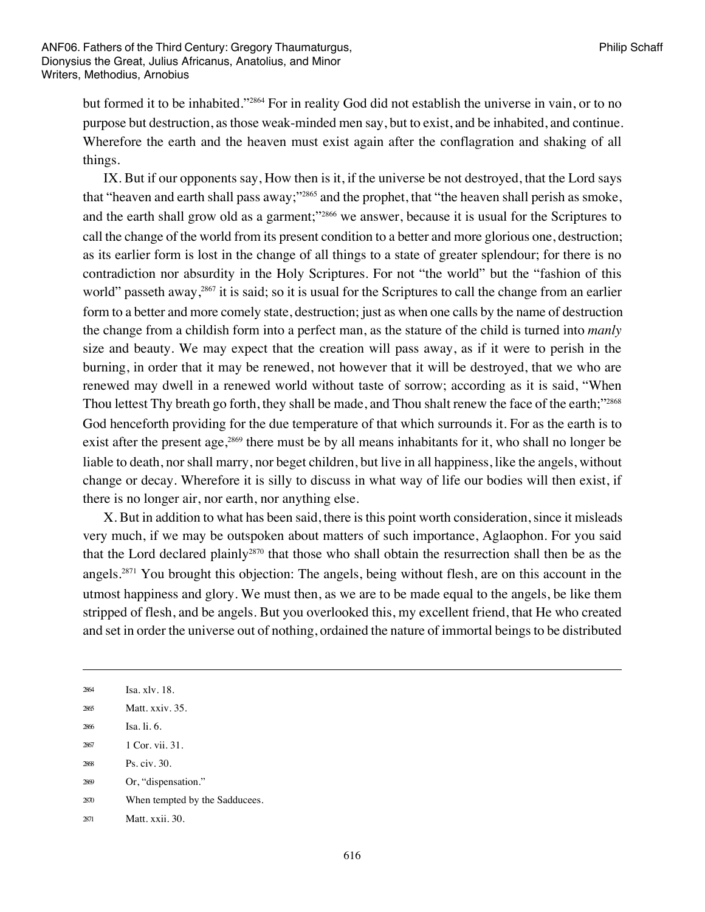but formed it to be inhabited."[2864] For in reality God did not establish the universe in vain, or to no purpose but destruction, as those weak-minded men say, but to exist, and be inhabited, and continue. Wherefore the earth and the heaven must exist again after the conflagration and shaking of all things.

IX. But if our opponents say, How then is it, if the universe be not destroyed, that the Lord says that "heaven and earth shall pass away;"[2865] and the prophet, that "the heaven shall perish as smoke, and the earth shall grow old as a garment;"[2866] we answer, because it is usual for the Scriptures to call the change of the world from its present condition to a better and more glorious one, destruction; as its earlier form is lost in the change of all things to a state of greater splendour; for there is no contradiction nor absurdity in the Holy Scriptures. For not "the world" but the "fashion of this world" passeth away,[2867] it is said; so it is usual for the Scriptures to call the change from an earlier form to a better and more comely state, destruction; just as when one calls by the name of destruction the change from a childish form into a perfect man, as the stature of the child is turned into *manly* size and beauty. We may expect that the creation will pass away, as if it were to perish in the burning, in order that it may be renewed, not however that it will be destroyed, that we who are renewed may dwell in a renewed world without taste of sorrow; according as it is said, "When Thou lettest Thy breath go forth, they shall be made, and Thou shalt renew the face of the earth;"[2868] God henceforth providing for the due temperature of that which surrounds it. For as the earth is to exist after the present age,[2869] there must be by all means inhabitants for it, who shall no longer be liable to death, nor shall marry, nor beget children, but live in all happiness, like the angels, without change or decay. Wherefore it is silly to discuss in what way of life our bodies will then exist, if there is no longer air, nor earth, nor anything else.

X. But in addition to what has been said, there is this point worth consideration, since it misleads very much, if we may be outspoken about matters of such importance, Aglaophon. For you said that the Lord declared plainly[2870] that those who shall obtain the resurrection shall then be as the angels.[2871] You brought this objection: The angels, being without flesh, are on this account in the utmost happiness and glory. We must then, as we are to be made equal to the angels, be like them stripped of flesh, and be angels. But you overlooked this, my excellent friend, that He who created and set in order the universe out of nothing, ordained the nature of immortal beings to be distributed

---

2864 Isa. xlv. 18.

2865 Matt. xxiv. 35.

2866 Isa. li. 6.

2867 1 Cor. vii. 31.

2868 Ps. civ. 30.

2869 Or, "dispensation."

2870 When tempted by the Sadducees.

2871 Matt. xxii. 30.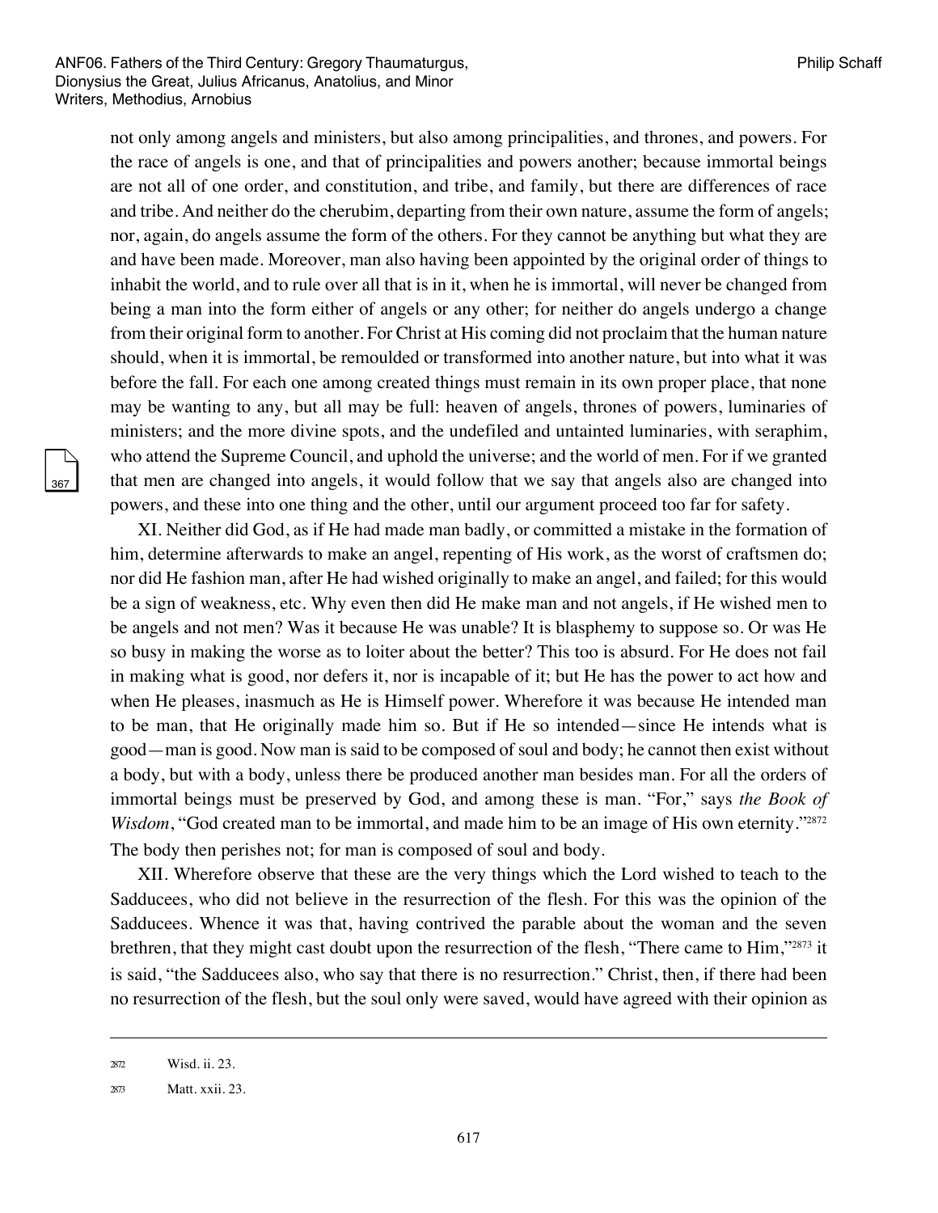not only among angels and ministers, but also among principalities, and thrones, and powers. For the race of angels is one, and that of principalities and powers another; because immortal beings are not all of one order, and constitution, and tribe, and family, but there are differences of race and tribe. And neither do the cherubim, departing from their own nature, assume the form of angels; nor, again, do angels assume the form of the others. For they cannot be anything but what they are and have been made. Moreover, man also having been appointed by the original order of things to inhabit the world, and to rule over all that is in it, when he is immortal, will never be changed from being a man into the form either of angels or any other; for neither do angels undergo a change from their original form to another. For Christ at His coming did not proclaim that the human nature should, when it is immortal, be remoulded or transformed into another nature, but into what it was before the fall. For each one among created things must remain in its own proper place, that none may be wanting to any, but all may be full: heaven of angels, thrones of powers, luminaries of ministers; and the more divine spots, and the undefiled and untainted luminaries, with seraphim, who attend the Supreme Council, and uphold the universe; and the world of men. For if we granted that men are changed into angels, it would follow that we say that angels also are changed into powers, and these into one thing and the other, until our argument proceed too far for safety.

XI. Neither did God, as if He had made man badly, or committed a mistake in the formation of him, determine afterwards to make an angel, repenting of His work, as the worst of craftsmen do; nor did He fashion man, after He had wished originally to make an angel, and failed; for this would be a sign of weakness, etc. Why even then did He make man and not angels, if He wished men to be angels and not men? Was it because He was unable? It is blasphemy to suppose so. Or was He so busy in making the worse as to loiter about the better? This too is absurd. For He does not fail in making what is good, nor defers it, nor is incapable of it; but He has the power to act how and when He pleases, inasmuch as He is Himself power. Wherefore it was because He intended man to be man, that He originally made him so. But if He so intended—since He intends what is good—man is good. Now man is said to be composed of soul and body; he cannot then exist without a body, but with a body, unless there be produced another man besides man. For all the orders of immortal beings must be preserved by God, and among these is man. "For," says *the Book of Wisdom*, "God created man to be immortal, and made him to be an image of His own eternity."[2872] The body then perishes not; for man is composed of soul and body.

XII. Wherefore observe that these are the very things which the Lord wished to teach to the Sadducees, who did not believe in the resurrection of the flesh. For this was the opinion of the Sadducees. Whence it was that, having contrived the parable about the woman and the seven brethren, that they might cast doubt upon the resurrection of the flesh, "There came to Him,"[2873] it is said, "the Sadducees also, who say that there is no resurrection." Christ, then, if there had been no resurrection of the flesh, but the soul only were saved, would have agreed with their opinion as

---

[2872] Wisd. ii. 23.

[2873] Matt. xxii. 23.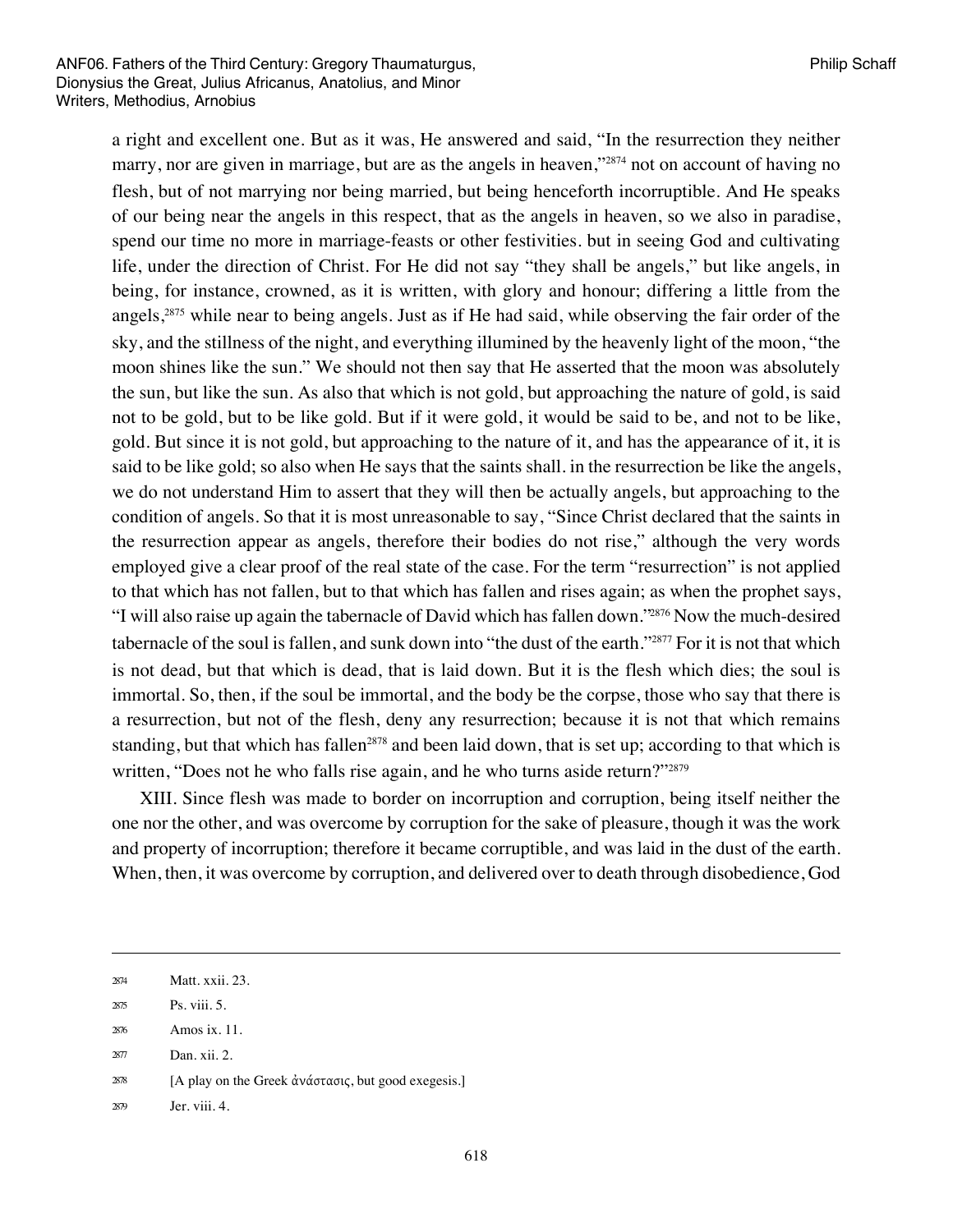a right and excellent one. But as it was, He answered and said, "In the resurrection they neither marry, nor are given in marriage, but are as the angels in heaven,"[2874] not on account of having no flesh, but of not marrying nor being married, but being henceforth incorruptible. And He speaks of our being near the angels in this respect, that as the angels in heaven, so we also in paradise, spend our time no more in marriage-feasts or other festivities. but in seeing God and cultivating life, under the direction of Christ. For He did not say "they shall be angels," but like angels, in being, for instance, crowned, as it is written, with glory and honour; differing a little from the angels,[2875] while near to being angels. Just as if He had said, while observing the fair order of the sky, and the stillness of the night, and everything illumined by the heavenly light of the moon, "the moon shines like the sun." We should not then say that He asserted that the moon was absolutely the sun, but like the sun. As also that which is not gold, but approaching the nature of gold, is said not to be gold, but to be like gold. But if it were gold, it would be said to be, and not to be like, gold. But since it is not gold, but approaching to the nature of it, and has the appearance of it, it is said to be like gold; so also when He says that the saints shall. in the resurrection be like the angels, we do not understand Him to assert that they will then be actually angels, but approaching to the condition of angels. So that it is most unreasonable to say, "Since Christ declared that the saints in the resurrection appear as angels, therefore their bodies do not rise," although the very words employed give a clear proof of the real state of the case. For the term "resurrection" is not applied to that which has not fallen, but to that which has fallen and rises again; as when the prophet says, "I will also raise up again the tabernacle of David which has fallen down."[2876] Now the much-desired tabernacle of the soul is fallen, and sunk down into "the dust of the earth."[2877] For it is not that which is not dead, but that which is dead, that is laid down. But it is the flesh which dies; the soul is immortal. So, then, if the soul be immortal, and the body be the corpse, those who say that there is a resurrection, but not of the flesh, deny any resurrection; because it is not that which remains standing, but that which has fallen[2878] and been laid down, that is set up; according to that which is written, "Does not he who falls rise again, and he who turns aside return?"[2879]

XIII. Since flesh was made to border on incorruption and corruption, being itself neither the one nor the other, and was overcome by corruption for the sake of pleasure, though it was the work and property of incorruption; therefore it became corruptible, and was laid in the dust of the earth. When, then, it was overcome by corruption, and delivered over to death through disobedience, God

---

2874 Matt. xxii. 23.

2875 Ps. viii. 5.

2876 Amos ix. 11.

2877 Dan. xii. 2.

2878 [A play on the Greek ἀνάστασις, but good exegesis.]

2879 Jer. viii. 4.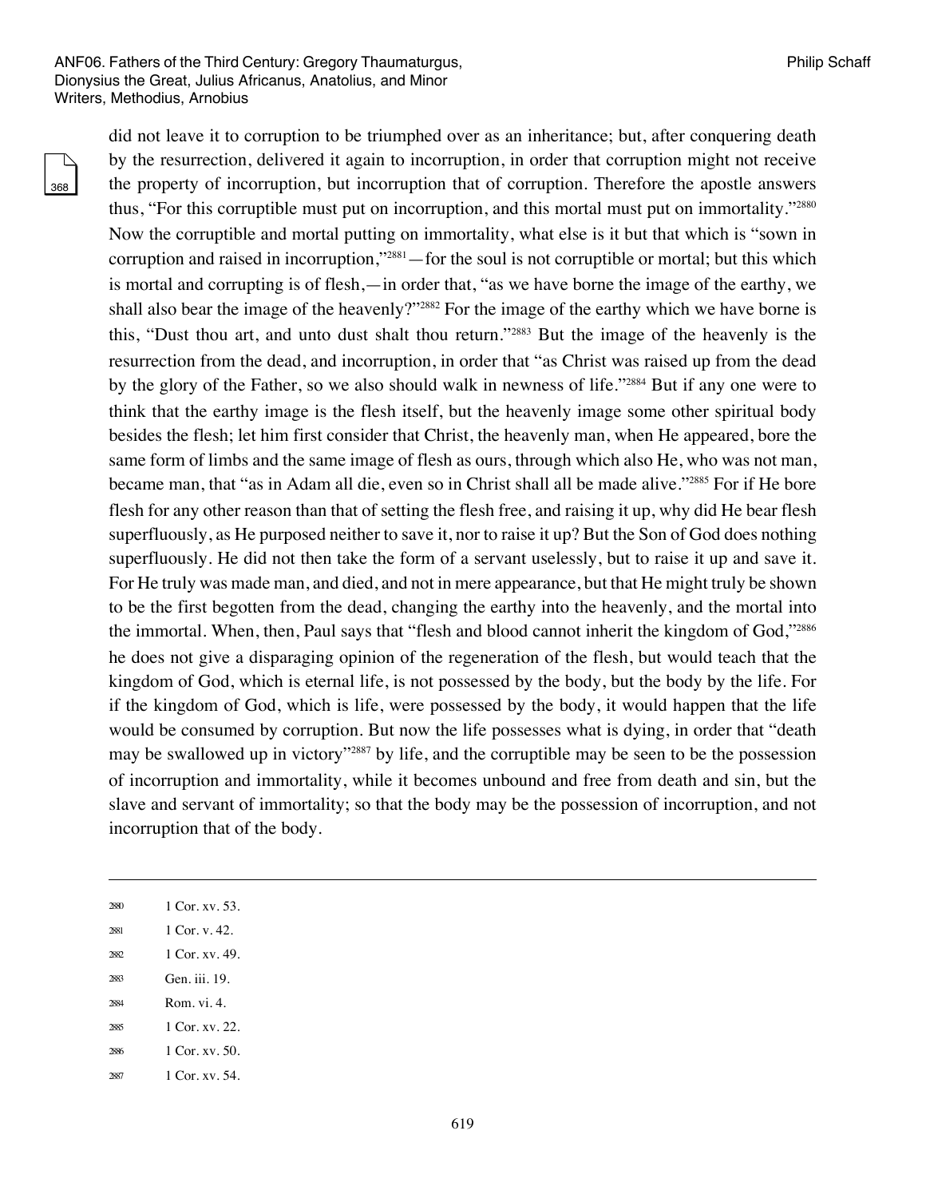did not leave it to corruption to be triumphed over as an inheritance; but, after conquering death by the resurrection, delivered it again to incorruption, in order that corruption might not receive the property of incorruption, but incorruption that of corruption. Therefore the apostle answers thus, "For this corruptible must put on incorruption, and this mortal must put on immortality."[2880] Now the corruptible and mortal putting on immortality, what else is it but that which is "sown in corruption and raised in incorruption,"[2881]—for the soul is not corruptible or mortal; but this which is mortal and corrupting is of flesh,—in order that, "as we have borne the image of the earthy, we shall also bear the image of the heavenly?"[2882] For the image of the earthy which we have borne is this, "Dust thou art, and unto dust shalt thou return."[2883] But the image of the heavenly is the resurrection from the dead, and incorruption, in order that "as Christ was raised up from the dead by the glory of the Father, so we also should walk in newness of life."[2884] But if any one were to think that the earthy image is the flesh itself, but the heavenly image some other spiritual body besides the flesh; let him first consider that Christ, the heavenly man, when He appeared, bore the same form of limbs and the same image of flesh as ours, through which also He, who was not man, became man, that "as in Adam all die, even so in Christ shall all be made alive."[2885] For if He bore flesh for any other reason than that of setting the flesh free, and raising it up, why did He bear flesh superfluously, as He purposed neither to save it, nor to raise it up? But the Son of God does nothing superfluously. He did not then take the form of a servant uselessly, but to raise it up and save it. For He truly was made man, and died, and not in mere appearance, but that He might truly be shown to be the first begotten from the dead, changing the earthy into the heavenly, and the mortal into the immortal. When, then, Paul says that "flesh and blood cannot inherit the kingdom of God,"[2886] he does not give a disparaging opinion of the regeneration of the flesh, but would teach that the kingdom of God, which is eternal life, is not possessed by the body, but the body by the life. For if the kingdom of God, which is life, were possessed by the body, it would happen that the life would be consumed by corruption. But now the life possesses what is dying, in order that "death may be swallowed up in victory"[2887] by life, and the corruptible may be seen to be the possession of incorruption and immortality, while it becomes unbound and free from death and sin, but the slave and servant of immortality; so that the body may be the possession of incorruption, and not incorruption that of the body.

---

2880 1 Cor. xv. 53.

2881 1 Cor. v. 42.

2882 1 Cor. xv. 49.

2883 Gen. iii. 19.

2884 Rom. vi. 4.

2885 1 Cor. xv. 22.

2886 1 Cor. xv. 50.

2887 1 Cor. xv. 54.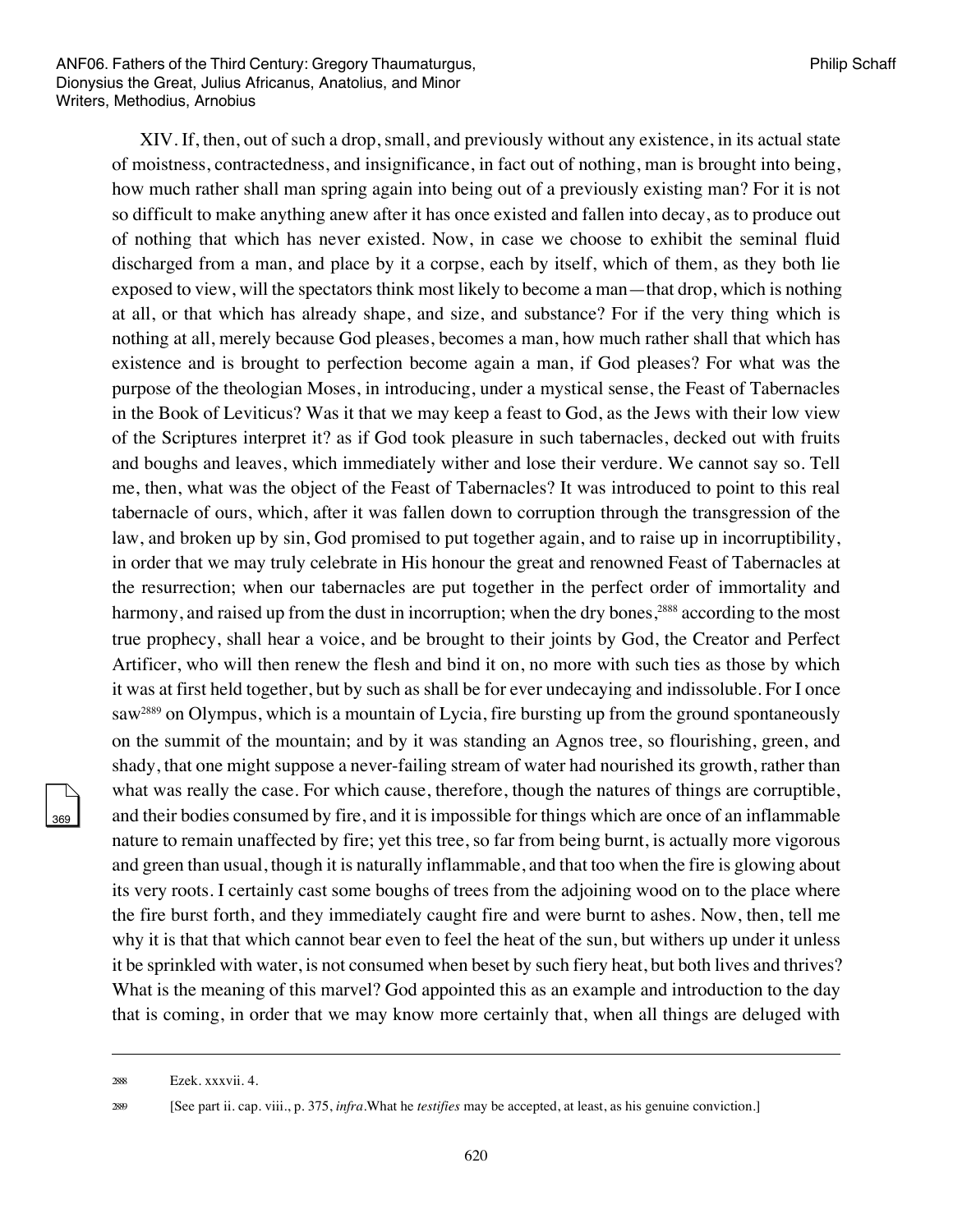XIV. If, then, out of such a drop, small, and previously without any existence, in its actual state of moistness, contractedness, and insignificance, in fact out of nothing, man is brought into being, how much rather shall man spring again into being out of a previously existing man? For it is not so difficult to make anything anew after it has once existed and fallen into decay, as to produce out of nothing that which has never existed. Now, in case we choose to exhibit the seminal fluid discharged from a man, and place by it a corpse, each by itself, which of them, as they both lie exposed to view, will the spectators think most likely to become a man—that drop, which is nothing at all, or that which has already shape, and size, and substance? For if the very thing which is nothing at all, merely because God pleases, becomes a man, how much rather shall that which has existence and is brought to perfection become again a man, if God pleases? For what was the purpose of the theologian Moses, in introducing, under a mystical sense, the Feast of Tabernacles in the Book of Leviticus? Was it that we may keep a feast to God, as the Jews with their low view of the Scriptures interpret it? as if God took pleasure in such tabernacles, decked out with fruits and boughs and leaves, which immediately wither and lose their verdure. We cannot say so. Tell me, then, what was the object of the Feast of Tabernacles? It was introduced to point to this real tabernacle of ours, which, after it was fallen down to corruption through the transgression of the law, and broken up by sin, God promised to put together again, and to raise up in incorruptibility, in order that we may truly celebrate in His honour the great and renowned Feast of Tabernacles at the resurrection; when our tabernacles are put together in the perfect order of immortality and harmony, and raised up from the dust in incorruption; when the dry bones,[2888] according to the most true prophecy, shall hear a voice, and be brought to their joints by God, the Creator and Perfect Artificer, who will then renew the flesh and bind it on, no more with such ties as those by which it was at first held together, but by such as shall be for ever undecaying and indissoluble. For I once saw[2889] on Olympus, which is a mountain of Lycia, fire bursting up from the ground spontaneously on the summit of the mountain; and by it was standing an Agnos tree, so flourishing, green, and shady, that one might suppose a never-failing stream of water had nourished its growth, rather than what was really the case. For which cause, therefore, though the natures of things are corruptible, and their bodies consumed by fire, and it is impossible for things which are once of an inflammable nature to remain unaffected by fire; yet this tree, so far from being burnt, is actually more vigorous and green than usual, though it is naturally inflammable, and that too when the fire is glowing about its very roots. I certainly cast some boughs of trees from the adjoining wood on to the place where the fire burst forth, and they immediately caught fire and were burnt to ashes. Now, then, tell me why it is that that which cannot bear even to feel the heat of the sun, but withers up under it unless it be sprinkled with water, is not consumed when beset by such fiery heat, but both lives and thrives? What is the meaning of this marvel? God appointed this as an example and introduction to the day that is coming, in order that we may know more certainly that, when all things are deluged with

---

[2888] Ezek. xxxvii. 4.

[2889] [See part ii. cap. viii., p. 375, *infra*.What he *testifies* may be accepted, at least, as his genuine conviction.]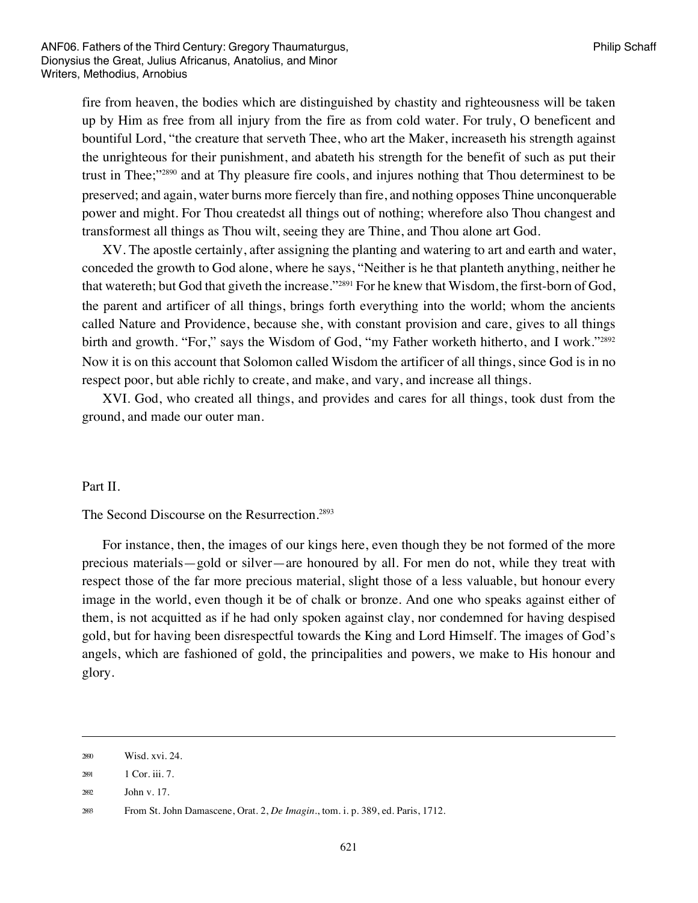fire from heaven, the bodies which are distinguished by chastity and righteousness will be taken up by Him as free from all injury from the fire as from cold water. For truly, O beneficent and bountiful Lord, "the creature that serveth Thee, who art the Maker, increaseth his strength against the unrighteous for their punishment, and abateth his strength for the benefit of such as put their trust in Thee;"[2890] and at Thy pleasure fire cools, and injures nothing that Thou determinest to be preserved; and again, water burns more fiercely than fire, and nothing opposes Thine unconquerable power and might. For Thou createdst all things out of nothing; wherefore also Thou changest and transformest all things as Thou wilt, seeing they are Thine, and Thou alone art God.

XV. The apostle certainly, after assigning the planting and watering to art and earth and water, conceded the growth to God alone, where he says, "Neither is he that planteth anything, neither he that watereth; but God that giveth the increase."[2891] For he knew that Wisdom, the first-born of God, the parent and artificer of all things, brings forth everything into the world; whom the ancients called Nature and Providence, because she, with constant provision and care, gives to all things birth and growth. "For," says the Wisdom of God, "my Father worketh hitherto, and I work."[2892] Now it is on this account that Solomon called Wisdom the artificer of all things, since God is in no respect poor, but able richly to create, and make, and vary, and increase all things.

XVI. God, who created all things, and provides and cares for all things, took dust from the ground, and made our outer man.

## Part II.

### The Second Discourse on the Resurrection.[2893]

For instance, then, the images of our kings here, even though they be not formed of the more precious materials—gold or silver—are honoured by all. For men do not, while they treat with respect those of the far more precious material, slight those of a less valuable, but honour every image in the world, even though it be of chalk or bronze. And one who speaks against either of them, is not acquitted as if he had only spoken against clay, nor condemned for having despised gold, but for having been disrespectful towards the King and Lord Himself. The images of God's angels, which are fashioned of gold, the principalities and powers, we make to His honour and glory.

---

2890 Wisd. xvi. 24.

2891 1 Cor. iii. 7.

2892 John v. 17.

2893 From St. John Damascene, Orat. 2, *De Imagin.*, tom. i. p. 389, ed. Paris, 1712.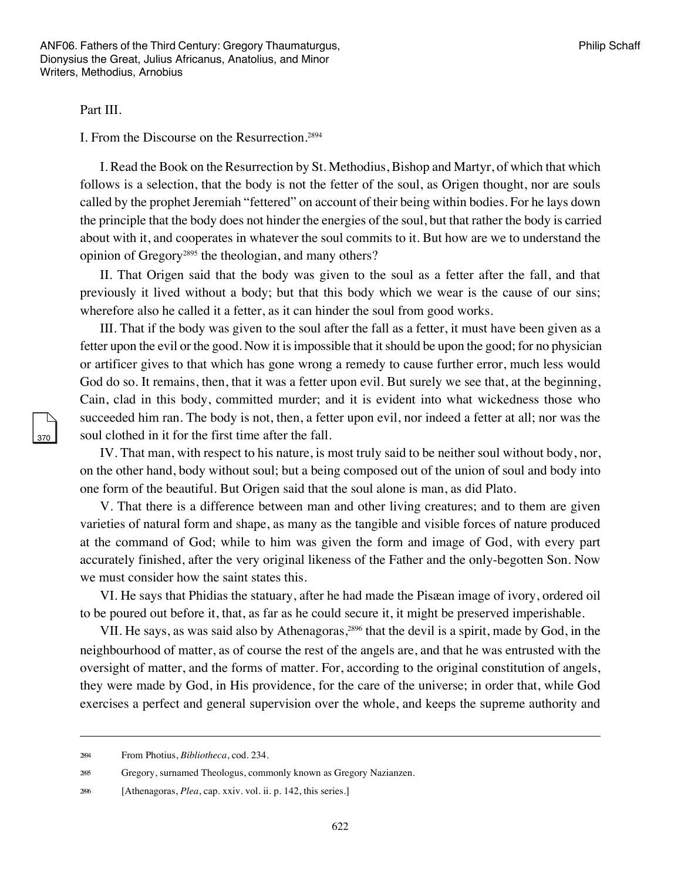Part III.

I. From the Discourse on the Resurrection.[2894]

I. Read the Book on the Resurrection by St. Methodius, Bishop and Martyr, of which that which follows is a selection, that the body is not the fetter of the soul, as Origen thought, nor are souls called by the prophet Jeremiah "fettered" on account of their being within bodies. For he lays down the principle that the body does not hinder the energies of the soul, but that rather the body is carried about with it, and cooperates in whatever the soul commits to it. But how are we to understand the opinion of Gregory[2895] the theologian, and many others?

II. That Origen said that the body was given to the soul as a fetter after the fall, and that previously it lived without a body; but that this body which we wear is the cause of our sins; wherefore also he called it a fetter, as it can hinder the soul from good works.

III. That if the body was given to the soul after the fall as a fetter, it must have been given as a fetter upon the evil or the good. Now it is impossible that it should be upon the good; for no physician or artificer gives to that which has gone wrong a remedy to cause further error, much less would God do so. It remains, then, that it was a fetter upon evil. But surely we see that, at the beginning, Cain, clad in this body, committed murder; and it is evident into what wickedness those who succeeded him ran. The body is not, then, a fetter upon evil, nor indeed a fetter at all; nor was the soul clothed in it for the first time after the fall.

IV. That man, with respect to his nature, is most truly said to be neither soul without body, nor, on the other hand, body without soul; but a being composed out of the union of soul and body into one form of the beautiful. But Origen said that the soul alone is man, as did Plato.

V. That there is a difference between man and other living creatures; and to them are given varieties of natural form and shape, as many as the tangible and visible forces of nature produced at the command of God; while to him was given the form and image of God, with every part accurately finished, after the very original likeness of the Father and the only-begotten Son. Now we must consider how the saint states this.

VI. He says that Phidias the statuary, after he had made the Pisæan image of ivory, ordered oil to be poured out before it, that, as far as he could secure it, it might be preserved imperishable.

VII. He says, as was said also by Athenagoras,[2896] that the devil is a spirit, made by God, in the neighbourhood of matter, as of course the rest of the angels are, and that he was entrusted with the oversight of matter, and the forms of matter. For, according to the original constitution of angels, they were made by God, in His providence, for the care of the universe; in order that, while God exercises a perfect and general supervision over the whole, and keeps the supreme authority and

---

[2894] From Photius, *Bibliotheca*, cod. 234.

[2895] Gregory, surnamed Theologus, commonly known as Gregory Nazianzen.

[2896] [Athenagoras, *Plea*, cap. xxiv. vol. ii. p. 142, this series.]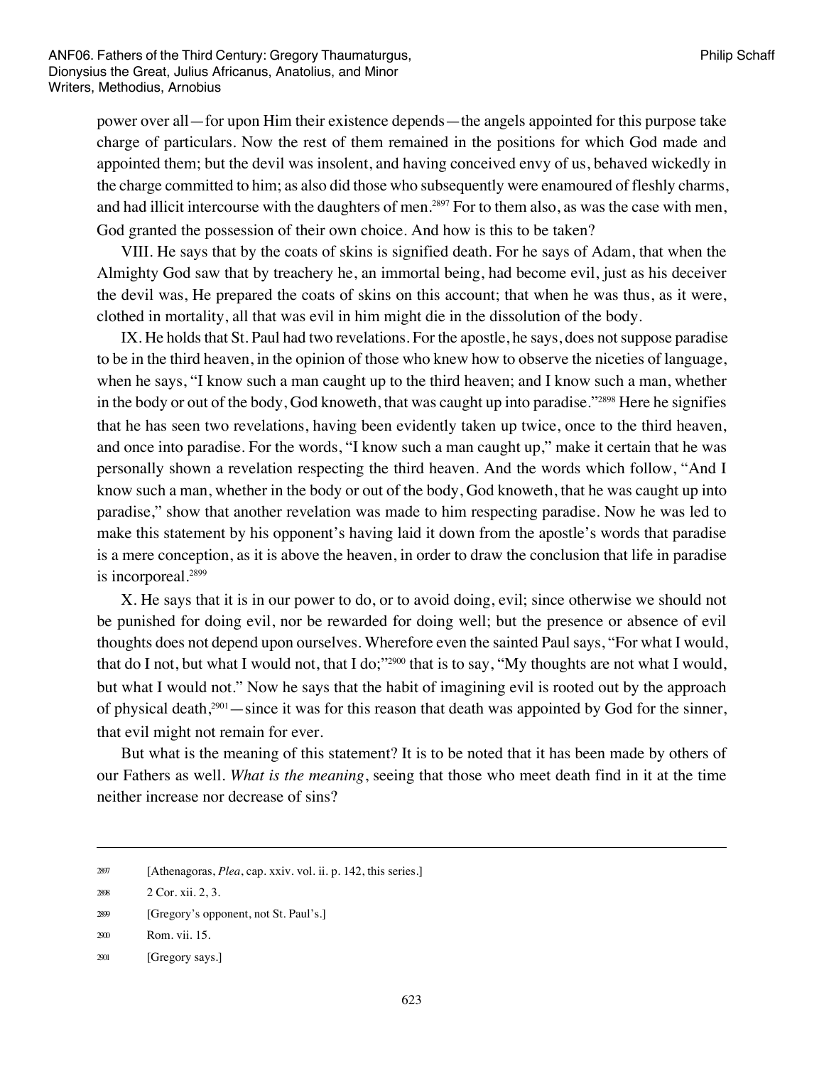power over all—for upon Him their existence depends—the angels appointed for this purpose take charge of particulars. Now the rest of them remained in the positions for which God made and appointed them; but the devil was insolent, and having conceived envy of us, behaved wickedly in the charge committed to him; as also did those who subsequently were enamoured of fleshly charms, and had illicit intercourse with the daughters of men.[2897] For to them also, as was the case with men, God granted the possession of their own choice. And how is this to be taken?

VIII. He says that by the coats of skins is signified death. For he says of Adam, that when the Almighty God saw that by treachery he, an immortal being, had become evil, just as his deceiver the devil was, He prepared the coats of skins on this account; that when he was thus, as it were, clothed in mortality, all that was evil in him might die in the dissolution of the body.

IX. He holds that St. Paul had two revelations. For the apostle, he says, does not suppose paradise to be in the third heaven, in the opinion of those who knew how to observe the niceties of language, when he says, "I know such a man caught up to the third heaven; and I know such a man, whether in the body or out of the body, God knoweth, that was caught up into paradise."[2898] Here he signifies that he has seen two revelations, having been evidently taken up twice, once to the third heaven, and once into paradise. For the words, "I know such a man caught up," make it certain that he was personally shown a revelation respecting the third heaven. And the words which follow, "And I know such a man, whether in the body or out of the body, God knoweth, that he was caught up into paradise," show that another revelation was made to him respecting paradise. Now he was led to make this statement by his opponent's having laid it down from the apostle's words that paradise is a mere conception, as it is above the heaven, in order to draw the conclusion that life in paradise is incorporeal.[2899]

X. He says that it is in our power to do, or to avoid doing, evil; since otherwise we should not be punished for doing evil, nor be rewarded for doing well; but the presence or absence of evil thoughts does not depend upon ourselves. Wherefore even the sainted Paul says, "For what I would, that do I not, but what I would not, that I do;"[2900] that is to say, "My thoughts are not what I would, but what I would not." Now he says that the habit of imagining evil is rooted out by the approach of physical death,[2901]—since it was for this reason that death was appointed by God for the sinner, that evil might not remain for ever.

But what is the meaning of this statement? It is to be noted that it has been made by others of our Fathers as well. *What is the meaning*, seeing that those who meet death find in it at the time neither increase nor decrease of sins?

---

2897 [Athenagoras, *Plea*, cap. xxiv. vol. ii. p. 142, this series.]

2898 2 Cor. xii. 2, 3.

2899 [Gregory's opponent, not St. Paul's.]

2900 Rom. vii. 15.

2901 [Gregory says.]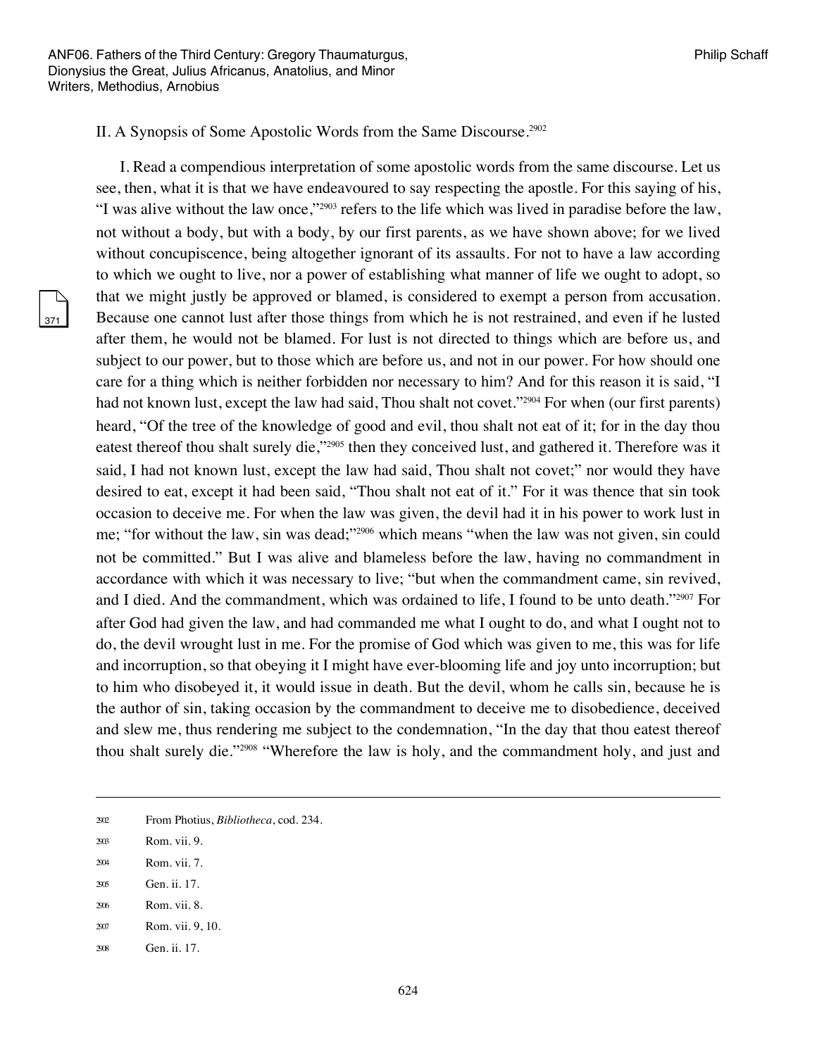II. A Synopsis of Some Apostolic Words from the Same Discourse.[2902]

I. Read a compendious interpretation of some apostolic words from the same discourse. Let us see, then, what it is that we have endeavoured to say respecting the apostle. For this saying of his, "I was alive without the law once,"[2903] refers to the life which was lived in paradise before the law, not without a body, but with a body, by our first parents, as we have shown above; for we lived without concupiscence, being altogether ignorant of its assaults. For not to have a law according to which we ought to live, nor a power of establishing what manner of life we ought to adopt, so that we might justly be approved or blamed, is considered to exempt a person from accusation. Because one cannot lust after those things from which he is not restrained, and even if he lusted after them, he would not be blamed. For lust is not directed to things which are before us, and subject to our power, but to those which are before us, and not in our power. For how should one care for a thing which is neither forbidden nor necessary to him? And for this reason it is said, "I had not known lust, except the law had said, Thou shalt not covet."[2904] For when (our first parents) heard, "Of the tree of the knowledge of good and evil, thou shalt not eat of it; for in the day thou eatest thereof thou shalt surely die,"[2905] then they conceived lust, and gathered it. Therefore was it said, I had not known lust, except the law had said, Thou shalt not covet;" nor would they have desired to eat, except it had been said, "Thou shalt not eat of it." For it was thence that sin took occasion to deceive me. For when the law was given, the devil had it in his power to work lust in me; "for without the law, sin was dead;"[2906] which means "when the law was not given, sin could not be committed." But I was alive and blameless before the law, having no commandment in accordance with which it was necessary to live; "but when the commandment came, sin revived, and I died. And the commandment, which was ordained to life, I found to be unto death."[2907] For after God had given the law, and had commanded me what I ought to do, and what I ought not to do, the devil wrought lust in me. For the promise of God which was given to me, this was for life and incorruption, so that obeying it I might have ever-blooming life and joy unto incorruption; but to him who disobeyed it, it would issue in death. But the devil, whom he calls sin, because he is the author of sin, taking occasion by the commandment to deceive me to disobedience, deceived and slew me, thus rendering me subject to the condemnation, "In the day that thou eatest thereof thou shalt surely die."[2908] "Wherefore the law is holy, and the commandment holy, and just and

---

2902 From Photius, *Bibliotheca*, cod. 234.

2903 Rom. vii. 9.

2904 Rom. vii. 7.

2905 Gen. ii. 17.

2906 Rom. vii. 8.

2907 Rom. vii. 9, 10.

2908 Gen. ii. 17.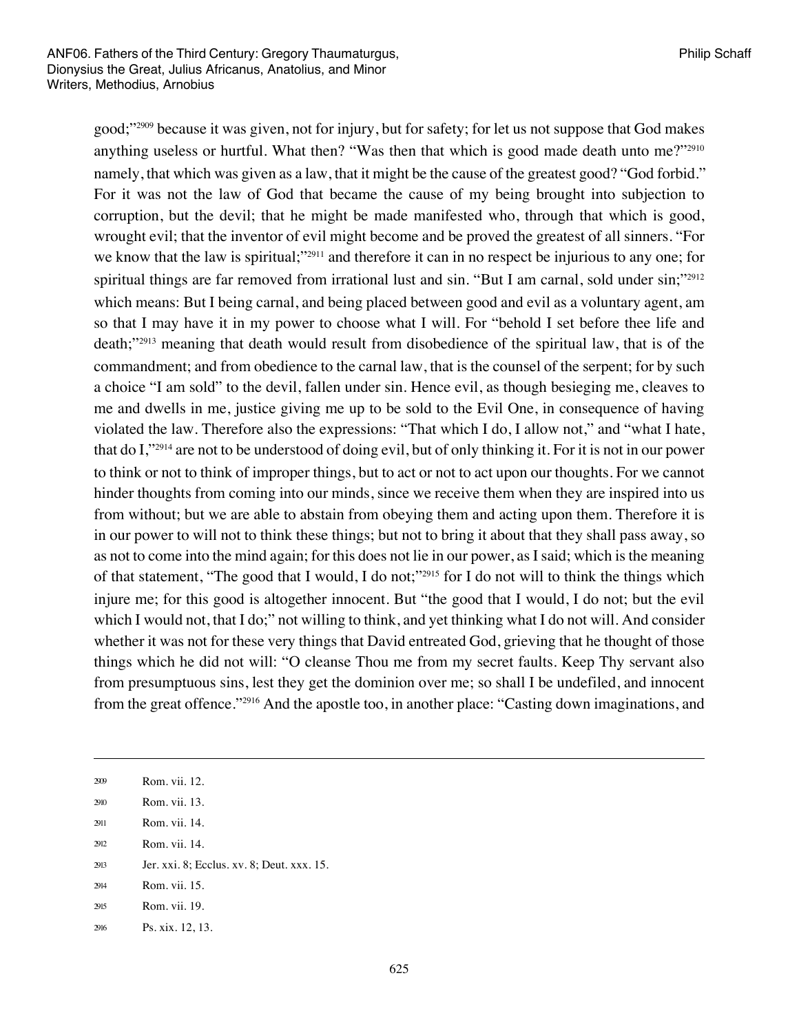good;"[2909] because it was given, not for injury, but for safety; for let us not suppose that God makes anything useless or hurtful. What then? "Was then that which is good made death unto me?"[2910] namely, that which was given as a law, that it might be the cause of the greatest good? "God forbid." For it was not the law of God that became the cause of my being brought into subjection to corruption, but the devil; that he might be made manifested who, through that which is good, wrought evil; that the inventor of evil might become and be proved the greatest of all sinners. "For we know that the law is spiritual;"[2911] and therefore it can in no respect be injurious to any one; for spiritual things are far removed from irrational lust and sin. "But I am carnal, sold under sin;"[2912] which means: But I being carnal, and being placed between good and evil as a voluntary agent, am so that I may have it in my power to choose what I will. For "behold I set before thee life and death;"[2913] meaning that death would result from disobedience of the spiritual law, that is of the commandment; and from obedience to the carnal law, that is the counsel of the serpent; for by such a choice "I am sold" to the devil, fallen under sin. Hence evil, as though besieging me, cleaves to me and dwells in me, justice giving me up to be sold to the Evil One, in consequence of having violated the law. Therefore also the expressions: "That which I do, I allow not," and "what I hate, that do I,"[2914] are not to be understood of doing evil, but of only thinking it. For it is not in our power to think or not to think of improper things, but to act or not to act upon our thoughts. For we cannot hinder thoughts from coming into our minds, since we receive them when they are inspired into us from without; but we are able to abstain from obeying them and acting upon them. Therefore it is in our power to will not to think these things; but not to bring it about that they shall pass away, so as not to come into the mind again; for this does not lie in our power, as I said; which is the meaning of that statement, "The good that I would, I do not;"[2915] for I do not will to think the things which injure me; for this good is altogether innocent. But "the good that I would, I do not; but the evil which I would not, that I do;" not willing to think, and yet thinking what I do not will. And consider whether it was not for these very things that David entreated God, grieving that he thought of those things which he did not will: "O cleanse Thou me from my secret faults. Keep Thy servant also from presumptuous sins, lest they get the dominion over me; so shall I be undefiled, and innocent from the great offence."[2916] And the apostle too, in another place: "Casting down imaginations, and

---

2909 Rom. vii. 12.

2910 Rom. vii. 13.

2911 Rom. vii. 14.

2912 Rom. vii. 14.

2913 Jer. xxi. 8; Ecclus. xv. 8; Deut. xxx. 15.

2914 Rom. vii. 15.

2915 Rom. vii. 19.

2916 Ps. xix. 12, 13.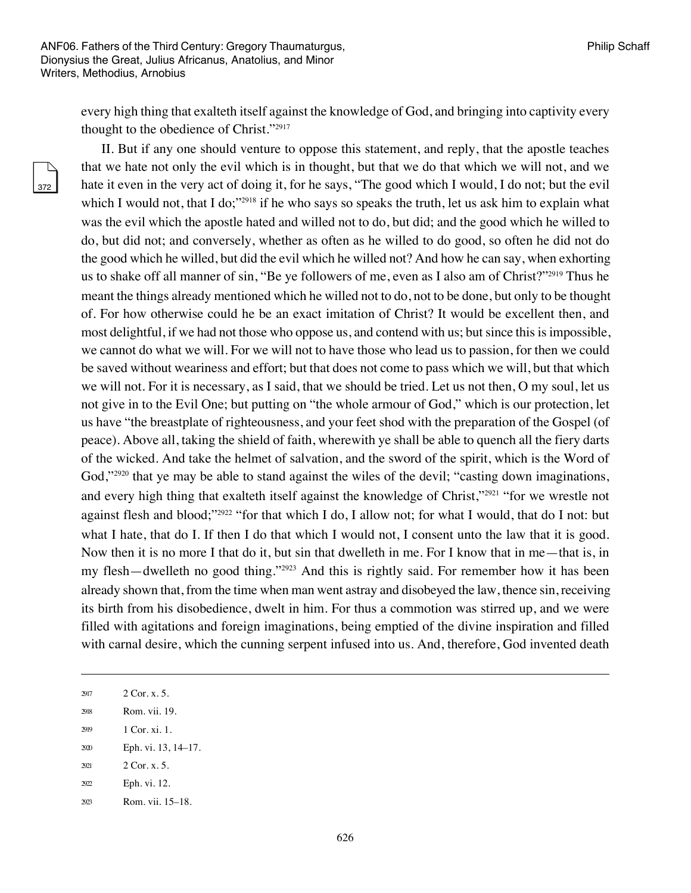every high thing that exalteth itself against the knowledge of God, and bringing into captivity every thought to the obedience of Christ."[2917]

II. But if any one should venture to oppose this statement, and reply, that the apostle teaches that we hate not only the evil which is in thought, but that we do that which we will not, and we hate it even in the very act of doing it, for he says, "The good which I would, I do not; but the evil which I would not, that I do;"[2918] if he who says so speaks the truth, let us ask him to explain what was the evil which the apostle hated and willed not to do, but did; and the good which he willed to do, but did not; and conversely, whether as often as he willed to do good, so often he did not do the good which he willed, but did the evil which he willed not? And how he can say, when exhorting us to shake off all manner of sin, "Be ye followers of me, even as I also am of Christ?"[2919] Thus he meant the things already mentioned which he willed not to do, not to be done, but only to be thought of. For how otherwise could he be an exact imitation of Christ? It would be excellent then, and most delightful, if we had not those who oppose us, and contend with us; but since this is impossible, we cannot do what we will. For we will not to have those who lead us to passion, for then we could be saved without weariness and effort; but that does not come to pass which we will, but that which we will not. For it is necessary, as I said, that we should be tried. Let us not then, O my soul, let us not give in to the Evil One; but putting on "the whole armour of God," which is our protection, let us have "the breastplate of righteousness, and your feet shod with the preparation of the Gospel (of peace). Above all, taking the shield of faith, wherewith ye shall be able to quench all the fiery darts of the wicked. And take the helmet of salvation, and the sword of the spirit, which is the Word of God,"[2920] that ye may be able to stand against the wiles of the devil; "casting down imaginations, and every high thing that exalteth itself against the knowledge of Christ,"[2921] "for we wrestle not against flesh and blood;"[2922] "for that which I do, I allow not; for what I would, that do I not: but what I hate, that do I. If then I do that which I would not, I consent unto the law that it is good. Now then it is no more I that do it, but sin that dwelleth in me. For I know that in me—that is, in my flesh—dwelleth no good thing."[2923] And this is rightly said. For remember how it has been already shown that, from the time when man went astray and disobeyed the law, thence sin, receiving its birth from his disobedience, dwelt in him. For thus a commotion was stirred up, and we were filled with agitations and foreign imaginations, being emptied of the divine inspiration and filled with carnal desire, which the cunning serpent infused into us. And, therefore, God invented death

---

2917 2 Cor. x. 5.

2918 Rom. vii. 19.

2919 1 Cor. xi. 1.

2920 Eph. vi. 13, 14–17.

2921 2 Cor. x. 5.

2922 Eph. vi. 12.

2923 Rom. vii. 15–18.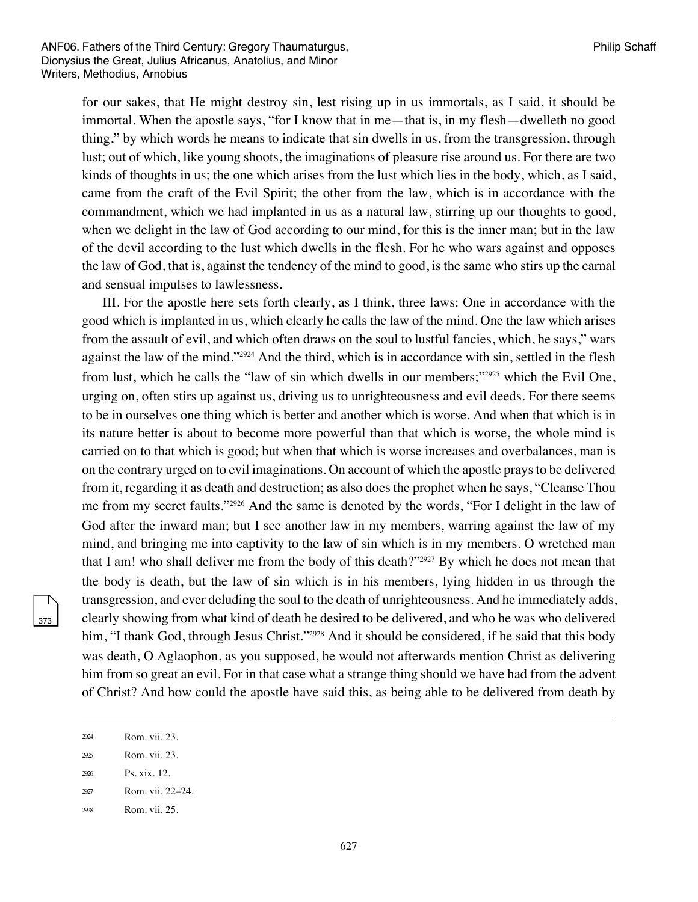for our sakes, that He might destroy sin, lest rising up in us immortals, as I said, it should be immortal. When the apostle says, "for I know that in me—that is, in my flesh—dwelleth no good thing," by which words he means to indicate that sin dwells in us, from the transgression, through lust; out of which, like young shoots, the imaginations of pleasure rise around us. For there are two kinds of thoughts in us; the one which arises from the lust which lies in the body, which, as I said, came from the craft of the Evil Spirit; the other from the law, which is in accordance with the commandment, which we had implanted in us as a natural law, stirring up our thoughts to good, when we delight in the law of God according to our mind, for this is the inner man; but in the law of the devil according to the lust which dwells in the flesh. For he who wars against and opposes the law of God, that is, against the tendency of the mind to good, is the same who stirs up the carnal and sensual impulses to lawlessness.

III. For the apostle here sets forth clearly, as I think, three laws: One in accordance with the good which is implanted in us, which clearly he calls the law of the mind. One the law which arises from the assault of evil, and which often draws on the soul to lustful fancies, which, he says," wars against the law of the mind."[2924] And the third, which is in accordance with sin, settled in the flesh from lust, which he calls the "law of sin which dwells in our members;"[2925] which the Evil One, urging on, often stirs up against us, driving us to unrighteousness and evil deeds. For there seems to be in ourselves one thing which is better and another which is worse. And when that which is in its nature better is about to become more powerful than that which is worse, the whole mind is carried on to that which is good; but when that which is worse increases and overbalances, man is on the contrary urged on to evil imaginations. On account of which the apostle prays to be delivered from it, regarding it as death and destruction; as also does the prophet when he says, "Cleanse Thou me from my secret faults."[2926] And the same is denoted by the words, "For I delight in the law of God after the inward man; but I see another law in my members, warring against the law of my mind, and bringing me into captivity to the law of sin which is in my members. O wretched man that I am! who shall deliver me from the body of this death?"[2927] By which he does not mean that the body is death, but the law of sin which is in his members, lying hidden in us through the transgression, and ever deluding the soul to the death of unrighteousness. And he immediately adds, clearly showing from what kind of death he desired to be delivered, and who he was who delivered him, "I thank God, through Jesus Christ."[2928] And it should be considered, if he said that this body was death, O Aglaophon, as you supposed, he would not afterwards mention Christ as delivering him from so great an evil. For in that case what a strange thing should we have had from the advent of Christ? And how could the apostle have said this, as being able to be delivered from death by

---

2924 Rom. vii. 23.

2925 Rom. vii. 23.

2926 Ps. xix. 12.

2927 Rom. vii. 22–24.

2928 Rom. vii. 25.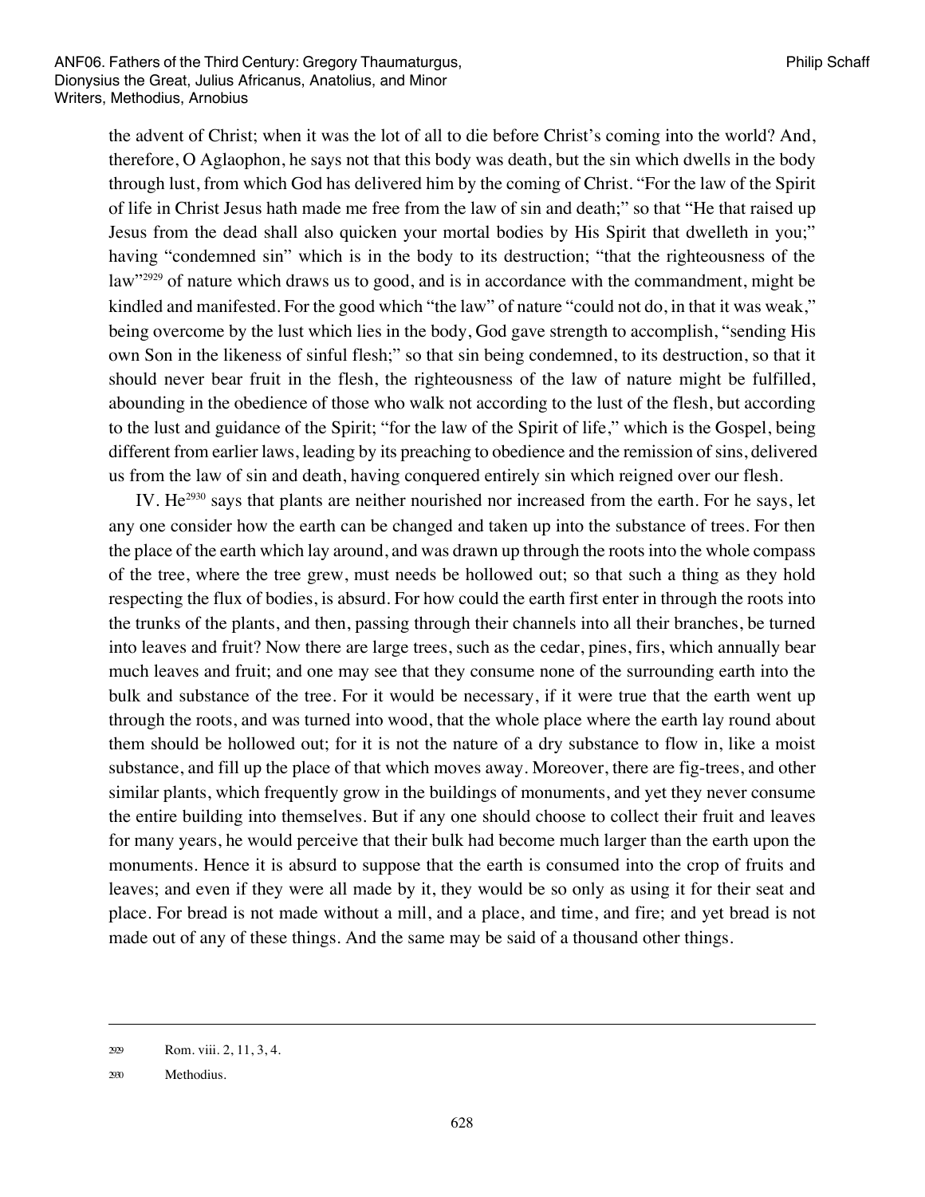the advent of Christ; when it was the lot of all to die before Christ's coming into the world? And, therefore, O Aglaophon, he says not that this body was death, but the sin which dwells in the body through lust, from which God has delivered him by the coming of Christ. "For the law of the Spirit of life in Christ Jesus hath made me free from the law of sin and death;" so that "He that raised up Jesus from the dead shall also quicken your mortal bodies by His Spirit that dwelleth in you;" having "condemned sin" which is in the body to its destruction; "that the righteousness of the law"[2929] of nature which draws us to good, and is in accordance with the commandment, might be kindled and manifested. For the good which "the law" of nature "could not do, in that it was weak," being overcome by the lust which lies in the body, God gave strength to accomplish, "sending His own Son in the likeness of sinful flesh;" so that sin being condemned, to its destruction, so that it should never bear fruit in the flesh, the righteousness of the law of nature might be fulfilled, abounding in the obedience of those who walk not according to the lust of the flesh, but according to the lust and guidance of the Spirit; "for the law of the Spirit of life," which is the Gospel, being different from earlier laws, leading by its preaching to obedience and the remission of sins, delivered us from the law of sin and death, having conquered entirely sin which reigned over our flesh.

IV. He[2930] says that plants are neither nourished nor increased from the earth. For he says, let any one consider how the earth can be changed and taken up into the substance of trees. For then the place of the earth which lay around, and was drawn up through the roots into the whole compass of the tree, where the tree grew, must needs be hollowed out; so that such a thing as they hold respecting the flux of bodies, is absurd. For how could the earth first enter in through the roots into the trunks of the plants, and then, passing through their channels into all their branches, be turned into leaves and fruit? Now there are large trees, such as the cedar, pines, firs, which annually bear much leaves and fruit; and one may see that they consume none of the surrounding earth into the bulk and substance of the tree. For it would be necessary, if it were true that the earth went up through the roots, and was turned into wood, that the whole place where the earth lay round about them should be hollowed out; for it is not the nature of a dry substance to flow in, like a moist substance, and fill up the place of that which moves away. Moreover, there are fig-trees, and other similar plants, which frequently grow in the buildings of monuments, and yet they never consume the entire building into themselves. But if any one should choose to collect their fruit and leaves for many years, he would perceive that their bulk had become much larger than the earth upon the monuments. Hence it is absurd to suppose that the earth is consumed into the crop of fruits and leaves; and even if they were all made by it, they would be so only as using it for their seat and place. For bread is not made without a mill, and a place, and time, and fire; and yet bread is not made out of any of these things. And the same may be said of a thousand other things.

---

2929 Rom. viii. 2, 11, 3, 4.

2930 Methodius.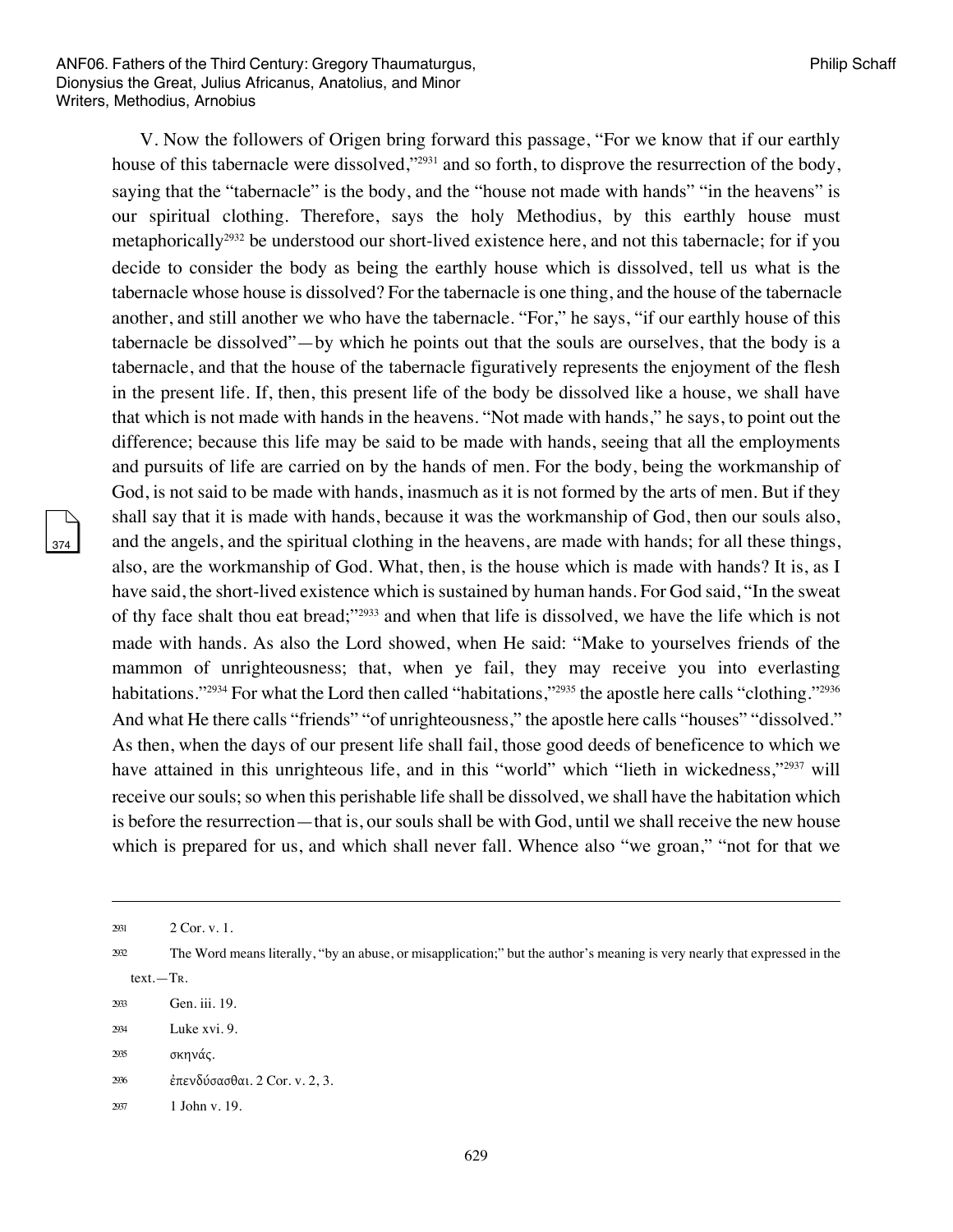V. Now the followers of Origen bring forward this passage, “For we know that if our earthly house of this tabernacle were dissolved,”[2931] and so forth, to disprove the resurrection of the body, saying that the “tabernacle” is the body, and the “house not made with hands” “in the heavens” is our spiritual clothing. Therefore, says the holy Methodius, by this earthly house must metaphorically[2932] be understood our short-lived existence here, and not this tabernacle; for if you decide to consider the body as being the earthly house which is dissolved, tell us what is the tabernacle whose house is dissolved? For the tabernacle is one thing, and the house of the tabernacle another, and still another we who have the tabernacle. “For,” he says, “if our earthly house of this tabernacle be dissolved”—by which he points out that the souls are ourselves, that the body is a tabernacle, and that the house of the tabernacle figuratively represents the enjoyment of the flesh in the present life. If, then, this present life of the body be dissolved like a house, we shall have that which is not made with hands in the heavens. “Not made with hands,” he says, to point out the difference; because this life may be said to be made with hands, seeing that all the employments and pursuits of life are carried on by the hands of men. For the body, being the workmanship of God, is not said to be made with hands, inasmuch as it is not formed by the arts of men. But if they shall say that it is made with hands, because it was the workmanship of God, then our souls also, and the angels, and the spiritual clothing in the heavens, are made with hands; for all these things, also, are the workmanship of God. What, then, is the house which is made with hands? It is, as I have said, the short-lived existence which is sustained by human hands. For God said, “In the sweat of thy face shalt thou eat bread;”[2933] and when that life is dissolved, we have the life which is not made with hands. As also the Lord showed, when He said: “Make to yourselves friends of the mammon of unrighteousness; that, when ye fail, they may receive you into everlasting habitations.”[2934] For what the Lord then called “habitations,”[2935] the apostle here calls “clothing.”[2936] And what He there calls “friends” “of unrighteousness,” the apostle here calls “houses” “dissolved.” As then, when the days of our present life shall fail, those good deeds of beneficence to which we have attained in this unrighteous life, and in this “world” which “lieth in wickedness,”[2937] will receive our souls; so when this perishable life shall be dissolved, we shall have the habitation which is before the resurrection—that is, our souls shall be with God, until we shall receive the new house which is prepared for us, and which shall never fall. Whence also “we groan,” “not for that we

---

2931 2 Cor. v. 1.

2932 The Word means literally, “by an abuse, or misapplication;” but the author’s meaning is very nearly that expressed in the text.—Tr.

2933 Gen. iii. 19.

2934 Luke xvi. 9.

2935 σκηνάς.

2936 ἐπενδύσασθαι. 2 Cor. v. 2, 3.

2937 1 John v. 19.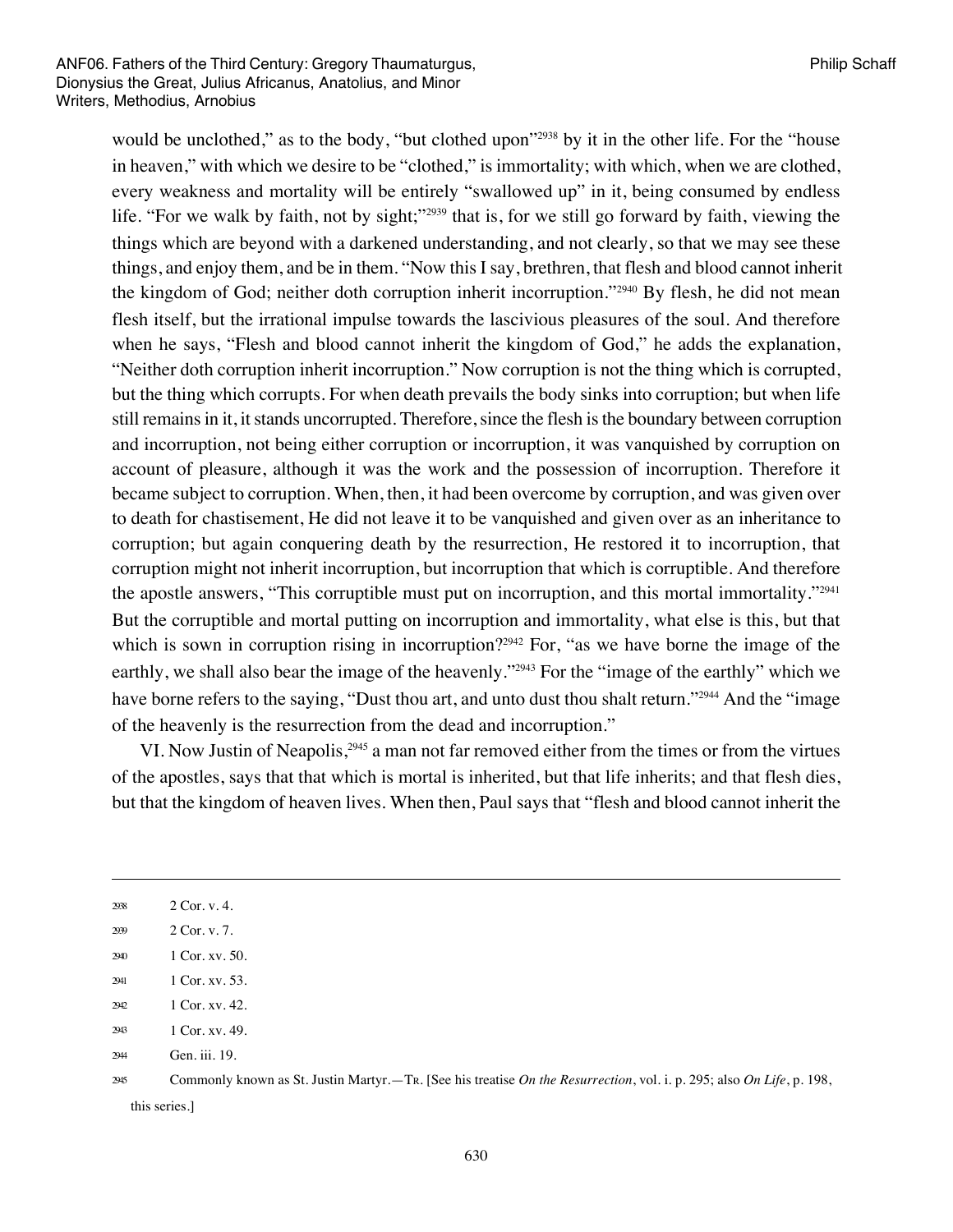would be unclothed," as to the body, "but clothed upon"[2938] by it in the other life. For the "house in heaven," with which we desire to be "clothed," is immortality; with which, when we are clothed, every weakness and mortality will be entirely "swallowed up" in it, being consumed by endless life. "For we walk by faith, not by sight;"[2939] that is, for we still go forward by faith, viewing the things which are beyond with a darkened understanding, and not clearly, so that we may see these things, and enjoy them, and be in them. "Now this I say, brethren, that flesh and blood cannot inherit the kingdom of God; neither doth corruption inherit incorruption."[2940] By flesh, he did not mean flesh itself, but the irrational impulse towards the lascivious pleasures of the soul. And therefore when he says, "Flesh and blood cannot inherit the kingdom of God," he adds the explanation, "Neither doth corruption inherit incorruption." Now corruption is not the thing which is corrupted, but the thing which corrupts. For when death prevails the body sinks into corruption; but when life still remains in it, it stands uncorrupted. Therefore, since the flesh is the boundary between corruption and incorruption, not being either corruption or incorruption, it was vanquished by corruption on account of pleasure, although it was the work and the possession of incorruption. Therefore it became subject to corruption. When, then, it had been overcome by corruption, and was given over to death for chastisement, He did not leave it to be vanquished and given over as an inheritance to corruption; but again conquering death by the resurrection, He restored it to incorruption, that corruption might not inherit incorruption, but incorruption that which is corruptible. And therefore the apostle answers, "This corruptible must put on incorruption, and this mortal immortality."[2941] But the corruptible and mortal putting on incorruption and immortality, what else is this, but that which is sown in corruption rising in incorruption?[2942] For, "as we have borne the image of the earthly, we shall also bear the image of the heavenly."[2943] For the "image of the earthly" which we have borne refers to the saying, "Dust thou art, and unto dust thou shalt return."[2944] And the "image of the heavenly is the resurrection from the dead and incorruption."

VI. Now Justin of Neapolis,[2945] a man not far removed either from the times or from the virtues of the apostles, says that that which is mortal is inherited, but that life inherits; and that flesh dies, but that the kingdom of heaven lives. When then, Paul says that "flesh and blood cannot inherit the

---

2938 2 Cor. v. 4.

2939 2 Cor. v. 7.

2940 1 Cor. xv. 50.

2941 1 Cor. xv. 53.

2942 1 Cor. xv. 42.

2943 1 Cor. xv. 49.

2944 Gen. iii. 19.

2945 Commonly known as St. Justin Martyr.—Tr. [See his treatise *On the Resurrection*, vol. i. p. 295; also *On Life*, p. 198, this series.]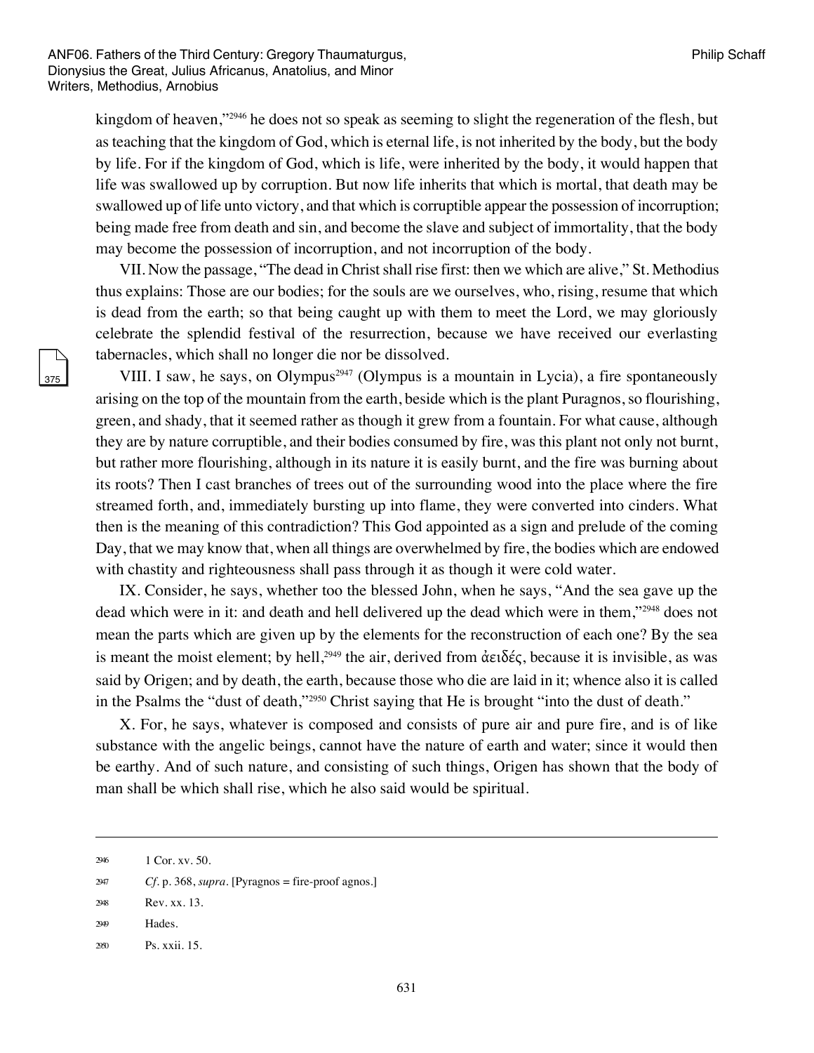kingdom of heaven,"[2946] he does not so speak as seeming to slight the regeneration of the flesh, but as teaching that the kingdom of God, which is eternal life, is not inherited by the body, but the body by life. For if the kingdom of God, which is life, were inherited by the body, it would happen that life was swallowed up by corruption. But now life inherits that which is mortal, that death may be swallowed up of life unto victory, and that which is corruptible appear the possession of incorruption; being made free from death and sin, and become the slave and subject of immortality, that the body may become the possession of incorruption, and not incorruption of the body.

VII. Now the passage, "The dead in Christ shall rise first: then we which are alive," St. Methodius thus explains: Those are our bodies; for the souls are we ourselves, who, rising, resume that which is dead from the earth; so that being caught up with them to meet the Lord, we may gloriously celebrate the splendid festival of the resurrection, because we have received our everlasting tabernacles, which shall no longer die nor be dissolved.

VIII. I saw, he says, on Olympus[2947] (Olympus is a mountain in Lycia), a fire spontaneously arising on the top of the mountain from the earth, beside which is the plant Puragnos, so flourishing, green, and shady, that it seemed rather as though it grew from a fountain. For what cause, although they are by nature corruptible, and their bodies consumed by fire, was this plant not only not burnt, but rather more flourishing, although in its nature it is easily burnt, and the fire was burning about its roots? Then I cast branches of trees out of the surrounding wood into the place where the fire streamed forth, and, immediately bursting up into flame, they were converted into cinders. What then is the meaning of this contradiction? This God appointed as a sign and prelude of the coming Day, that we may know that, when all things are overwhelmed by fire, the bodies which are endowed with chastity and righteousness shall pass through it as though it were cold water.

IX. Consider, he says, whether too the blessed John, when he says, "And the sea gave up the dead which were in it: and death and hell delivered up the dead which were in them,"[2948] does not mean the parts which are given up by the elements for the reconstruction of each one? By the sea is meant the moist element; by hell,[2949] the air, derived from ἀειδές, because it is invisible, as was said by Origen; and by death, the earth, because those who die are laid in it; whence also it is called in the Psalms the "dust of death,"[2950] Christ saying that He is brought "into the dust of death."

X. For, he says, whatever is composed and consists of pure air and pure fire, and is of like substance with the angelic beings, cannot have the nature of earth and water; since it would then be earthy. And of such nature, and consisting of such things, Origen has shown that the body of man shall be which shall rise, which he also said would be spiritual.

---

2946 1 Cor. xv. 50.

2947 *Cf.* p. 368, *supra*. [Pyragnos = fire-proof agnos.]

2948 Rev. xx. 13.

2949 Hades.

2950 Ps. xxii. 15.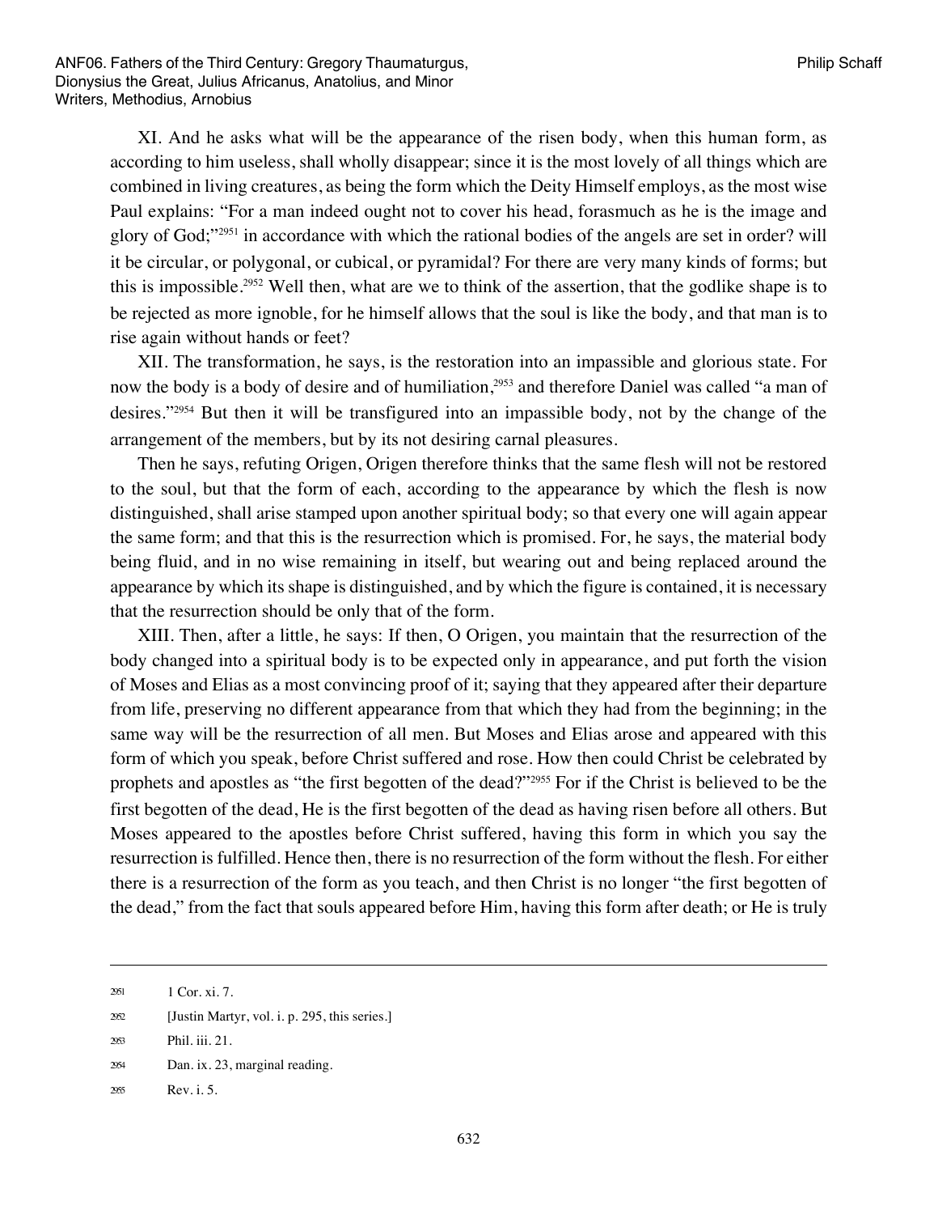XI. And he asks what will be the appearance of the risen body, when this human form, as according to him useless, shall wholly disappear; since it is the most lovely of all things which are combined in living creatures, as being the form which the Deity Himself employs, as the most wise Paul explains: "For a man indeed ought not to cover his head, forasmuch as he is the image and glory of God;"[2951] in accordance with which the rational bodies of the angels are set in order? will it be circular, or polygonal, or cubical, or pyramidal? For there are very many kinds of forms; but this is impossible.[2952] Well then, what are we to think of the assertion, that the godlike shape is to be rejected as more ignoble, for he himself allows that the soul is like the body, and that man is to rise again without hands or feet?

XII. The transformation, he says, is the restoration into an impassible and glorious state. For now the body is a body of desire and of humiliation,[2953] and therefore Daniel was called "a man of desires."[2954] But then it will be transfigured into an impassible body, not by the change of the arrangement of the members, but by its not desiring carnal pleasures.

Then he says, refuting Origen, Origen therefore thinks that the same flesh will not be restored to the soul, but that the form of each, according to the appearance by which the flesh is now distinguished, shall arise stamped upon another spiritual body; so that every one will again appear the same form; and that this is the resurrection which is promised. For, he says, the material body being fluid, and in no wise remaining in itself, but wearing out and being replaced around the appearance by which its shape is distinguished, and by which the figure is contained, it is necessary that the resurrection should be only that of the form.

XIII. Then, after a little, he says: If then, O Origen, you maintain that the resurrection of the body changed into a spiritual body is to be expected only in appearance, and put forth the vision of Moses and Elias as a most convincing proof of it; saying that they appeared after their departure from life, preserving no different appearance from that which they had from the beginning; in the same way will be the resurrection of all men. But Moses and Elias arose and appeared with this form of which you speak, before Christ suffered and rose. How then could Christ be celebrated by prophets and apostles as "the first begotten of the dead?"[2955] For if the Christ is believed to be the first begotten of the dead, He is the first begotten of the dead as having risen before all others. But Moses appeared to the apostles before Christ suffered, having this form in which you say the resurrection is fulfilled. Hence then, there is no resurrection of the form without the flesh. For either there is a resurrection of the form as you teach, and then Christ is no longer "the first begotten of the dead," from the fact that souls appeared before Him, having this form after death; or He is truly

---

2951 1 Cor. xi. 7.

2952 [Justin Martyr, vol. i. p. 295, this series.]

2953 Phil. iii. 21.

2954 Dan. ix. 23, marginal reading.

2955 Rev. i. 5.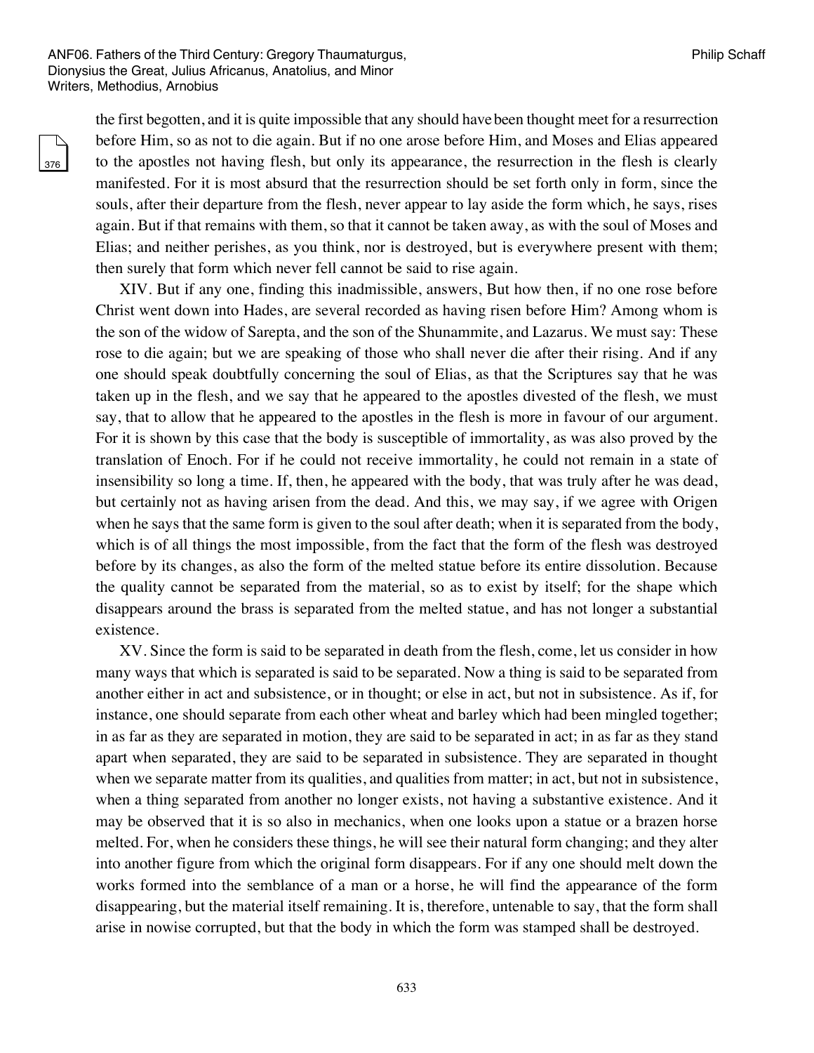the first begotten, and it is quite impossible that any should have been thought meet for a resurrection before Him, so as not to die again. But if no one arose before Him, and Moses and Elias appeared to the apostles not having flesh, but only its appearance, the resurrection in the flesh is clearly manifested. For it is most absurd that the resurrection should be set forth only in form, since the souls, after their departure from the flesh, never appear to lay aside the form which, he says, rises again. But if that remains with them, so that it cannot be taken away, as with the soul of Moses and Elias; and neither perishes, as you think, nor is destroyed, but is everywhere present with them; then surely that form which never fell cannot be said to rise again.

XIV. But if any one, finding this inadmissible, answers, But how then, if no one rose before Christ went down into Hades, are several recorded as having risen before Him? Among whom is the son of the widow of Sarepta, and the son of the Shunammite, and Lazarus. We must say: These rose to die again; but we are speaking of those who shall never die after their rising. And if any one should speak doubtfully concerning the soul of Elias, as that the Scriptures say that he was taken up in the flesh, and we say that he appeared to the apostles divested of the flesh, we must say, that to allow that he appeared to the apostles in the flesh is more in favour of our argument. For it is shown by this case that the body is susceptible of immortality, as was also proved by the translation of Enoch. For if he could not receive immortality, he could not remain in a state of insensibility so long a time. If, then, he appeared with the body, that was truly after he was dead, but certainly not as having arisen from the dead. And this, we may say, if we agree with Origen when he says that the same form is given to the soul after death; when it is separated from the body, which is of all things the most impossible, from the fact that the form of the flesh was destroyed before by its changes, as also the form of the melted statue before its entire dissolution. Because the quality cannot be separated from the material, so as to exist by itself; for the shape which disappears around the brass is separated from the melted statue, and has not longer a substantial existence.

XV. Since the form is said to be separated in death from the flesh, come, let us consider in how many ways that which is separated is said to be separated. Now a thing is said to be separated from another either in act and subsistence, or in thought; or else in act, but not in subsistence. As if, for instance, one should separate from each other wheat and barley which had been mingled together; in as far as they are separated in motion, they are said to be separated in act; in as far as they stand apart when separated, they are said to be separated in subsistence. They are separated in thought when we separate matter from its qualities, and qualities from matter; in act, but not in subsistence, when a thing separated from another no longer exists, not having a substantive existence. And it may be observed that it is so also in mechanics, when one looks upon a statue or a brazen horse melted. For, when he considers these things, he will see their natural form changing; and they alter into another figure from which the original form disappears. For if any one should melt down the works formed into the semblance of a man or a horse, he will find the appearance of the form disappearing, but the material itself remaining. It is, therefore, untenable to say, that the form shall arise in nowise corrupted, but that the body in which the form was stamped shall be destroyed.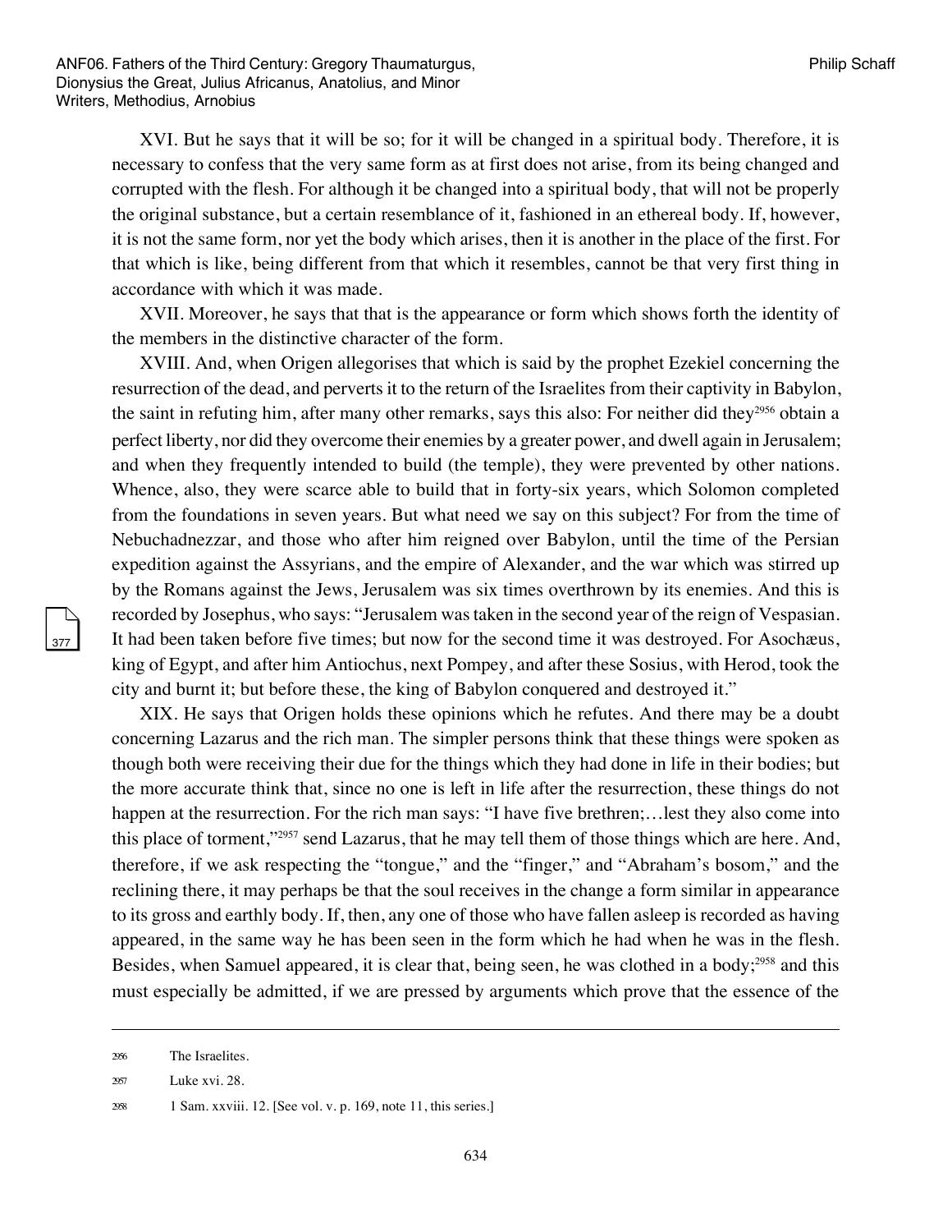XVI. But he says that it will be so; for it will be changed in a spiritual body. Therefore, it is necessary to confess that the very same form as at first does not arise, from its being changed and corrupted with the flesh. For although it be changed into a spiritual body, that will not be properly the original substance, but a certain resemblance of it, fashioned in an ethereal body. If, however, it is not the same form, nor yet the body which arises, then it is another in the place of the first. For that which is like, being different from that which it resembles, cannot be that very first thing in accordance with which it was made.

XVII. Moreover, he says that that is the appearance or form which shows forth the identity of the members in the distinctive character of the form.

XVIII. And, when Origen allegorises that which is said by the prophet Ezekiel concerning the resurrection of the dead, and perverts it to the return of the Israelites from their captivity in Babylon, the saint in refuting him, after many other remarks, says this also: For neither did they[2956] obtain a perfect liberty, nor did they overcome their enemies by a greater power, and dwell again in Jerusalem; and when they frequently intended to build (the temple), they were prevented by other nations. Whence, also, they were scarce able to build that in forty-six years, which Solomon completed from the foundations in seven years. But what need we say on this subject? For from the time of Nebuchadnezzar, and those who after him reigned over Babylon, until the time of the Persian expedition against the Assyrians, and the empire of Alexander, and the war which was stirred up by the Romans against the Jews, Jerusalem was six times overthrown by its enemies. And this is recorded by Josephus, who says: "Jerusalem was taken in the second year of the reign of Vespasian. It had been taken before five times; but now for the second time it was destroyed. For Asochæus, king of Egypt, and after him Antiochus, next Pompey, and after these Sosius, with Herod, took the city and burnt it; but before these, the king of Babylon conquered and destroyed it."

XIX. He says that Origen holds these opinions which he refutes. And there may be a doubt concerning Lazarus and the rich man. The simpler persons think that these things were spoken as though both were receiving their due for the things which they had done in life in their bodies; but the more accurate think that, since no one is left in life after the resurrection, these things do not happen at the resurrection. For the rich man says: "I have five brethren;…lest they also come into this place of torment,"[2957] send Lazarus, that he may tell them of those things which are here. And, therefore, if we ask respecting the "tongue," and the "finger," and "Abraham's bosom," and the reclining there, it may perhaps be that the soul receives in the change a form similar in appearance to its gross and earthly body. If, then, any one of those who have fallen asleep is recorded as having appeared, in the same way he has been seen in the form which he had when he was in the flesh. Besides, when Samuel appeared, it is clear that, being seen, he was clothed in a body;[2958] and this must especially be admitted, if we are pressed by arguments which prove that the essence of the

---

2956 The Israelites.

2957 Luke xvi. 28.

2958 1 Sam. xxviii. 12. [See vol. v. p. 169, note 11, this series.]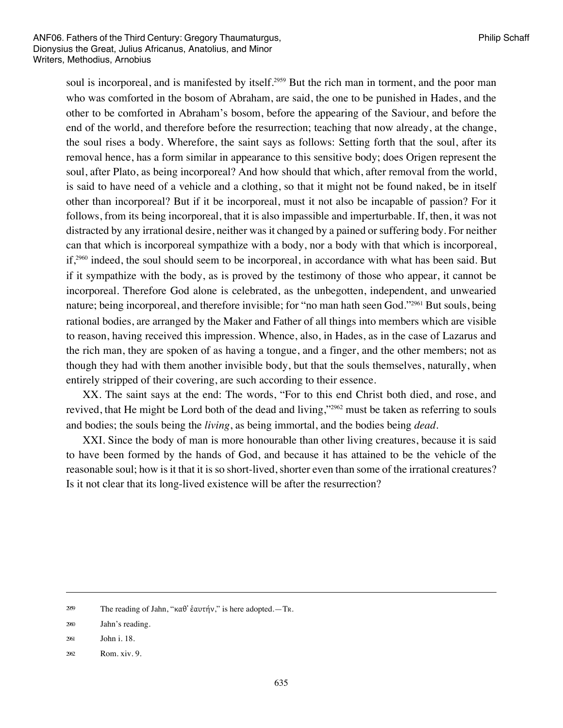soul is incorporeal, and is manifested by itself.[2959] But the rich man in torment, and the poor man who was comforted in the bosom of Abraham, are said, the one to be punished in Hades, and the other to be comforted in Abraham's bosom, before the appearing of the Saviour, and before the end of the world, and therefore before the resurrection; teaching that now already, at the change, the soul rises a body. Wherefore, the saint says as follows: Setting forth that the soul, after its removal hence, has a form similar in appearance to this sensitive body; does Origen represent the soul, after Plato, as being incorporeal? And how should that which, after removal from the world, is said to have need of a vehicle and a clothing, so that it might not be found naked, be in itself other than incorporeal? But if it be incorporeal, must it not also be incapable of passion? For it follows, from its being incorporeal, that it is also impassible and imperturbable. If, then, it was not distracted by any irrational desire, neither was it changed by a pained or suffering body. For neither can that which is incorporeal sympathize with a body, nor a body with that which is incorporeal, if,[2960] indeed, the soul should seem to be incorporeal, in accordance with what has been said. But if it sympathize with the body, as is proved by the testimony of those who appear, it cannot be incorporeal. Therefore God alone is celebrated, as the unbegotten, independent, and unwearied nature; being incorporeal, and therefore invisible; for "no man hath seen God."[2961] But souls, being rational bodies, are arranged by the Maker and Father of all things into members which are visible to reason, having received this impression. Whence, also, in Hades, as in the case of Lazarus and the rich man, they are spoken of as having a tongue, and a finger, and the other members; not as though they had with them another invisible body, but that the souls themselves, naturally, when entirely stripped of their covering, are such according to their essence.

XX. The saint says at the end: The words, "For to this end Christ both died, and rose, and revived, that He might be Lord both of the dead and living,"[2962] must be taken as referring to souls and bodies; the souls being the *living*, as being immortal, and the bodies being *dead*.

XXI. Since the body of man is more honourable than other living creatures, because it is said to have been formed by the hands of God, and because it has attained to be the vehicle of the reasonable soul; how is it that it is so short-lived, shorter even than some of the irrational creatures? Is it not clear that its long-lived existence will be after the resurrection?

---

2959 The reading of Jahn, "καθ' ἑαυτήν," is here adopted.—Tr.

2960 Jahn's reading.

2961 John i. 18.

2962 Rom. xiv. 9.